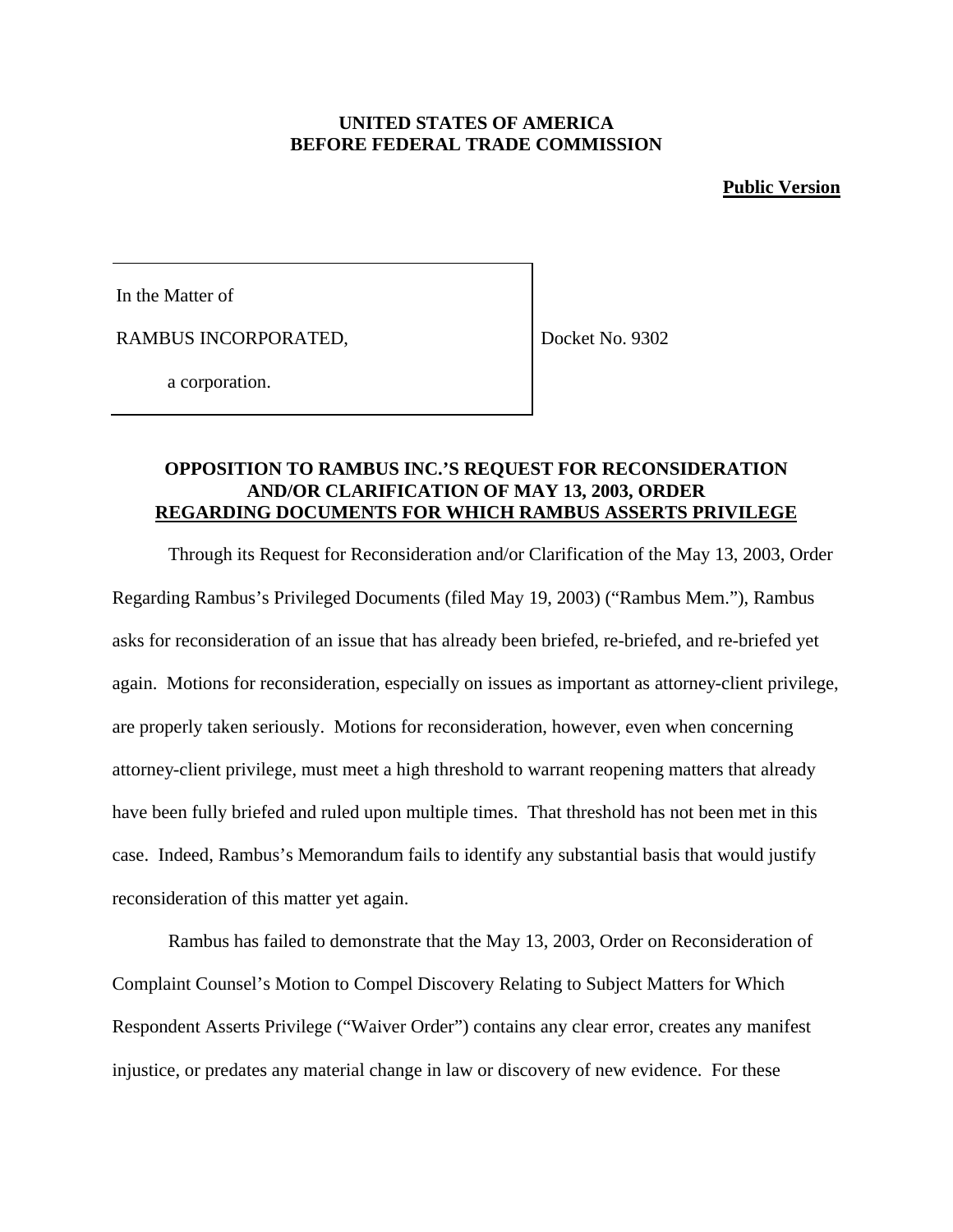**UNITED STATES OF AMERICA**
**BEFORE FEDERAL TRADE COMMISSION**

**Public Version**

| In the Matter of<br><br>RAMBUS INCORPORATED,<br><br>a corporation. | Docket No. 9302 |
|---|---|

**OPPOSITION TO RAMBUS INC.'S REQUEST FOR RECONSIDERATION AND/OR CLARIFICATION OF MAY 13, 2003, ORDER REGARDING DOCUMENTS FOR WHICH RAMBUS ASSERTS PRIVILEGE**

Through its Request for Reconsideration and/or Clarification of the May 13, 2003, Order Regarding Rambus's Privileged Documents (filed May 19, 2003) ("Rambus Mem."), Rambus asks for reconsideration of an issue that has already been briefed, re-briefed, and re-briefed yet again. Motions for reconsideration, especially on issues as important as attorney-client privilege, are properly taken seriously. Motions for reconsideration, however, even when concerning attorney-client privilege, must meet a high threshold to warrant reopening matters that already have been fully briefed and ruled upon multiple times. That threshold has not been met in this case. Indeed, Rambus's Memorandum fails to identify any substantial basis that would justify reconsideration of this matter yet again.

Rambus has failed to demonstrate that the May 13, 2003, Order on Reconsideration of Complaint Counsel's Motion to Compel Discovery Relating to Subject Matters for Which Respondent Asserts Privilege ("Waiver Order") contains any clear error, creates any manifest injustice, or predates any material change in law or discovery of new evidence. For these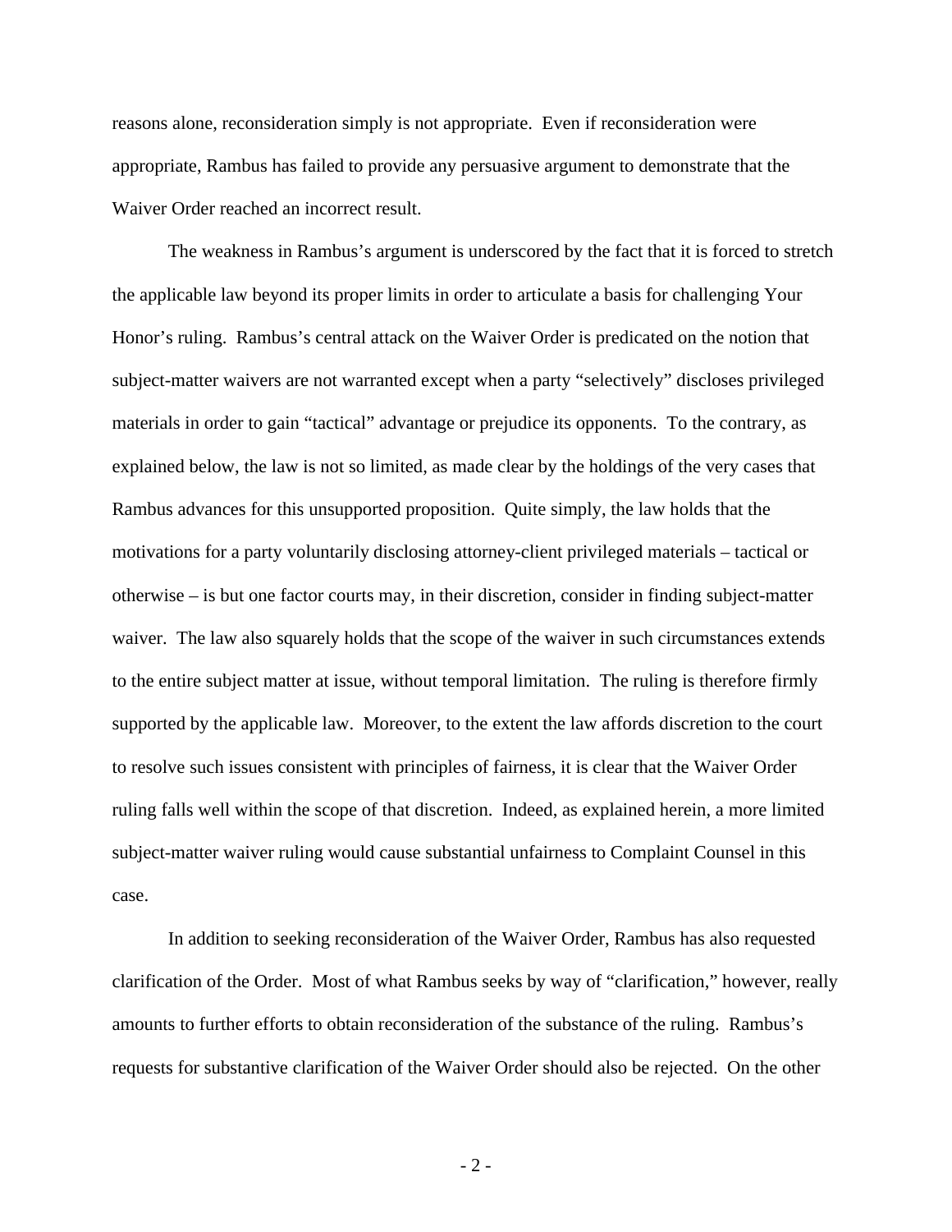reasons alone, reconsideration simply is not appropriate. Even if reconsideration were appropriate, Rambus has failed to provide any persuasive argument to demonstrate that the Waiver Order reached an incorrect result.

The weakness in Rambus's argument is underscored by the fact that it is forced to stretch the applicable law beyond its proper limits in order to articulate a basis for challenging Your Honor's ruling. Rambus's central attack on the Waiver Order is predicated on the notion that subject-matter waivers are not warranted except when a party "selectively" discloses privileged materials in order to gain "tactical" advantage or prejudice its opponents. To the contrary, as explained below, the law is not so limited, as made clear by the holdings of the very cases that Rambus advances for this unsupported proposition. Quite simply, the law holds that the motivations for a party voluntarily disclosing attorney-client privileged materials – tactical or otherwise – is but one factor courts may, in their discretion, consider in finding subject-matter waiver. The law also squarely holds that the scope of the waiver in such circumstances extends to the entire subject matter at issue, without temporal limitation. The ruling is therefore firmly supported by the applicable law. Moreover, to the extent the law affords discretion to the court to resolve such issues consistent with principles of fairness, it is clear that the Waiver Order ruling falls well within the scope of that discretion. Indeed, as explained herein, a more limited subject-matter waiver ruling would cause substantial unfairness to Complaint Counsel in this case.

In addition to seeking reconsideration of the Waiver Order, Rambus has also requested clarification of the Order. Most of what Rambus seeks by way of "clarification," however, really amounts to further efforts to obtain reconsideration of the substance of the ruling. Rambus's requests for substantive clarification of the Waiver Order should also be rejected. On the other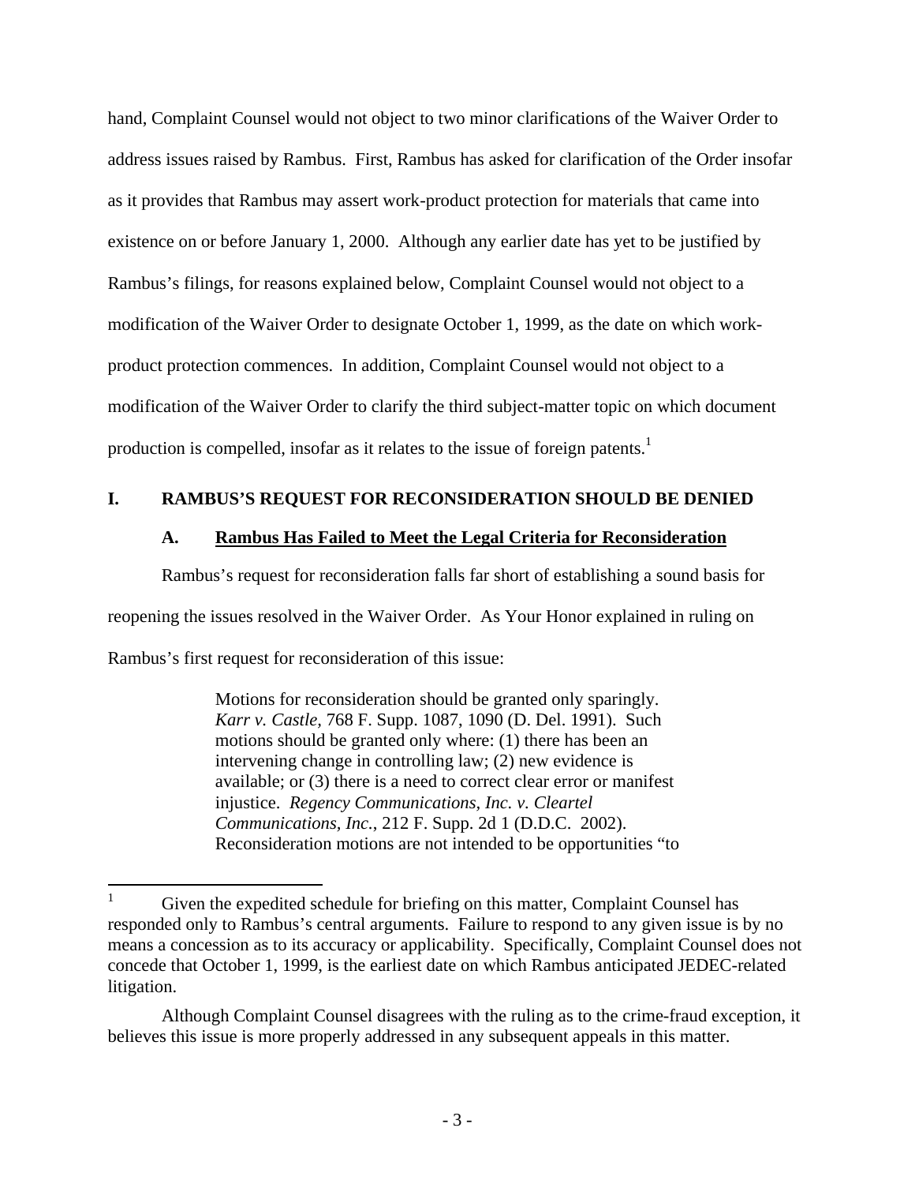hand, Complaint Counsel would not object to two minor clarifications of the Waiver Order to address issues raised by Rambus. First, Rambus has asked for clarification of the Order insofar as it provides that Rambus may assert work-product protection for materials that came into existence on or before January 1, 2000. Although any earlier date has yet to be justified by Rambus's filings, for reasons explained below, Complaint Counsel would not object to a modification of the Waiver Order to designate October 1, 1999, as the date on which work-product protection commences. In addition, Complaint Counsel would not object to a modification of the Waiver Order to clarify the third subject-matter topic on which document production is compelled, insofar as it relates to the issue of foreign patents.[1]

## I. RAMBUS'S REQUEST FOR RECONSIDERATION SHOULD BE DENIED

### A. Rambus Has Failed to Meet the Legal Criteria for Reconsideration

Rambus's request for reconsideration falls far short of establishing a sound basis for reopening the issues resolved in the Waiver Order. As Your Honor explained in ruling on Rambus's first request for reconsideration of this issue:

> Motions for reconsideration should be granted only sparingly. *Karr v. Castle*, 768 F. Supp. 1087, 1090 (D. Del. 1991). Such motions should be granted only where: (1) there has been an intervening change in controlling law; (2) new evidence is available; or (3) there is a need to correct clear error or manifest injustice. *Regency Communications, Inc. v. Cleartel Communications, Inc.*, 212 F. Supp. 2d 1 (D.D.C. 2002). Reconsideration motions are not intended to be opportunities "to

---

[1] Given the expedited schedule for briefing on this matter, Complaint Counsel has responded only to Rambus's central arguments. Failure to respond to any given issue is by no means a concession as to its accuracy or applicability. Specifically, Complaint Counsel does not concede that October 1, 1999, is the earliest date on which Rambus anticipated JEDEC-related litigation.

Although Complaint Counsel disagrees with the ruling as to the crime-fraud exception, it believes this issue is more properly addressed in any subsequent appeals in this matter.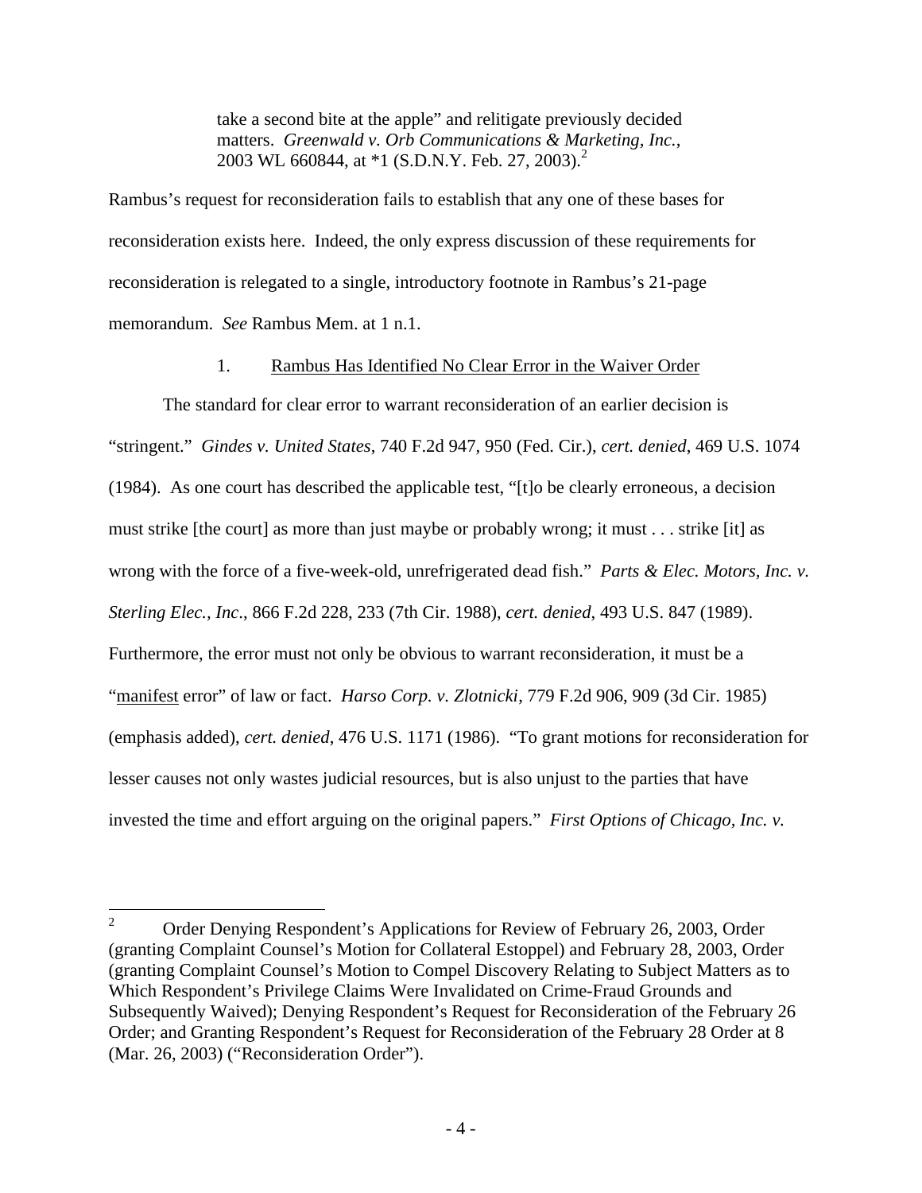> take a second bite at the apple" and relitigate previously decided matters. *Greenwald v. Orb Communications & Marketing, Inc.*, 2003 WL 660844, at *1 (S.D.N.Y. Feb. 27, 2003).[2]

Rambus's request for reconsideration fails to establish that any one of these bases for reconsideration exists here. Indeed, the only express discussion of these requirements for reconsideration is relegated to a single, introductory footnote in Rambus's 21-page memorandum. *See* Rambus Mem. at 1 n.1.

1. <u>Rambus Has Identified No Clear Error in the Waiver Order</u>

The standard for clear error to warrant reconsideration of an earlier decision is "stringent." *Gindes v. United States*, 740 F.2d 947, 950 (Fed. Cir.), *cert. denied*, 469 U.S. 1074 (1984). As one court has described the applicable test, "[t]o be clearly erroneous, a decision must strike [the court] as more than just maybe or probably wrong; it must . . . strike [it] as wrong with the force of a five-week-old, unrefrigerated dead fish." *Parts & Elec. Motors, Inc. v. Sterling Elec., Inc*., 866 F.2d 228, 233 (7th Cir. 1988), *cert. denied*, 493 U.S. 847 (1989). Furthermore, the error must not only be obvious to warrant reconsideration, it must be a "<u>manifest</u> error" of law or fact. *Harso Corp. v. Zlotnicki*, 779 F.2d 906, 909 (3d Cir. 1985) (emphasis added), *cert. denied*, 476 U.S. 1171 (1986). "To grant motions for reconsideration for lesser causes not only wastes judicial resources, but is also unjust to the parties that have invested the time and effort arguing on the original papers." *First Options of Chicago, Inc. v.*

---

[2] Order Denying Respondent's Applications for Review of February 26, 2003, Order (granting Complaint Counsel's Motion for Collateral Estoppel) and February 28, 2003, Order (granting Complaint Counsel's Motion to Compel Discovery Relating to Subject Matters as to Which Respondent's Privilege Claims Were Invalidated on Crime-Fraud Grounds and Subsequently Waived); Denying Respondent's Request for Reconsideration of the February 26 Order; and Granting Respondent's Request for Reconsideration of the February 28 Order at 8 (Mar. 26, 2003) ("Reconsideration Order").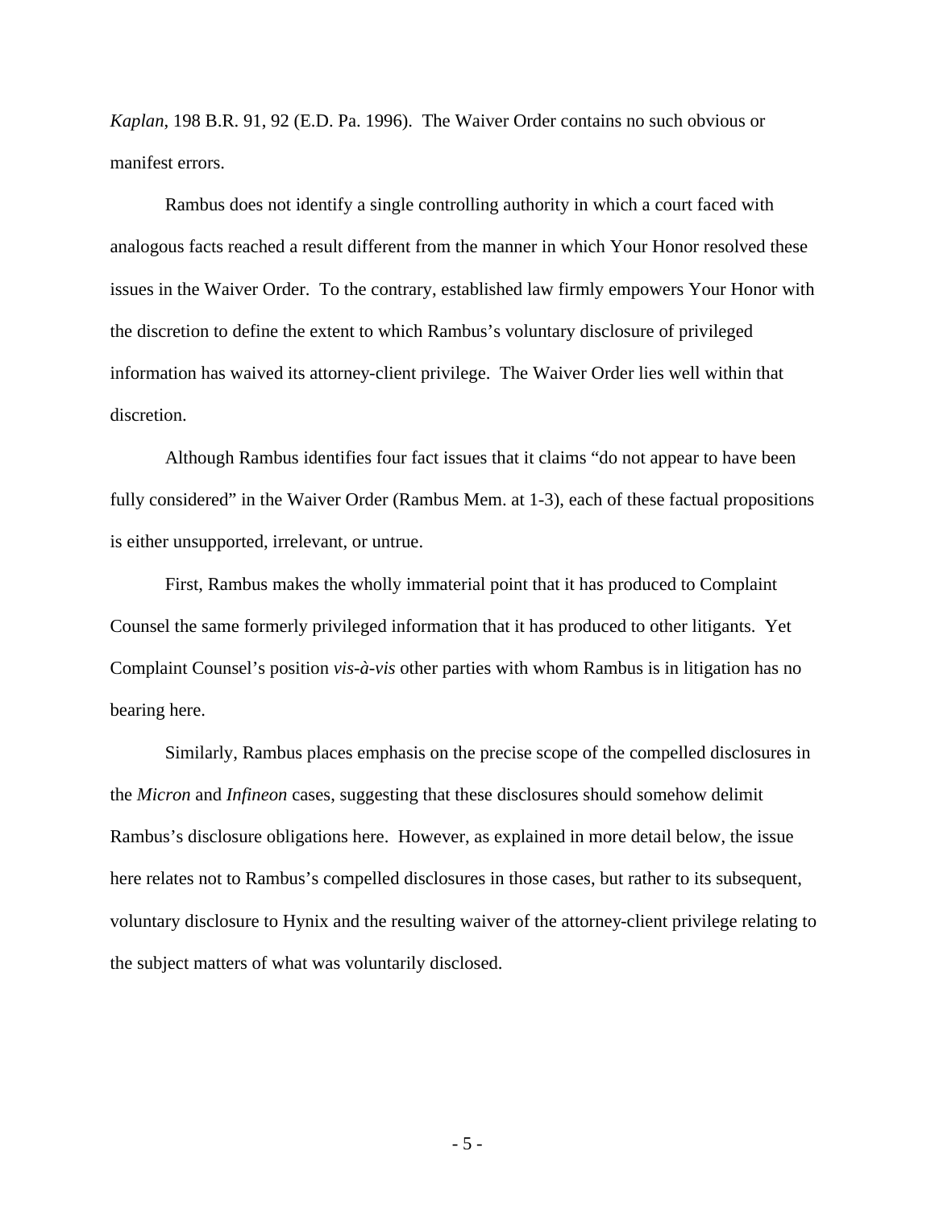*Kaplan*, 198 B.R. 91, 92 (E.D. Pa. 1996). The Waiver Order contains no such obvious or manifest errors.

Rambus does not identify a single controlling authority in which a court faced with analogous facts reached a result different from the manner in which Your Honor resolved these issues in the Waiver Order. To the contrary, established law firmly empowers Your Honor with the discretion to define the extent to which Rambus's voluntary disclosure of privileged information has waived its attorney-client privilege. The Waiver Order lies well within that discretion.

Although Rambus identifies four fact issues that it claims "do not appear to have been fully considered" in the Waiver Order (Rambus Mem. at 1-3), each of these factual propositions is either unsupported, irrelevant, or untrue.

First, Rambus makes the wholly immaterial point that it has produced to Complaint Counsel the same formerly privileged information that it has produced to other litigants. Yet Complaint Counsel's position *vis-à-vis* other parties with whom Rambus is in litigation has no bearing here.

Similarly, Rambus places emphasis on the precise scope of the compelled disclosures in the *Micron* and *Infineon* cases, suggesting that these disclosures should somehow delimit Rambus's disclosure obligations here. However, as explained in more detail below, the issue here relates not to Rambus's compelled disclosures in those cases, but rather to its subsequent, voluntary disclosure to Hynix and the resulting waiver of the attorney-client privilege relating to the subject matters of what was voluntarily disclosed.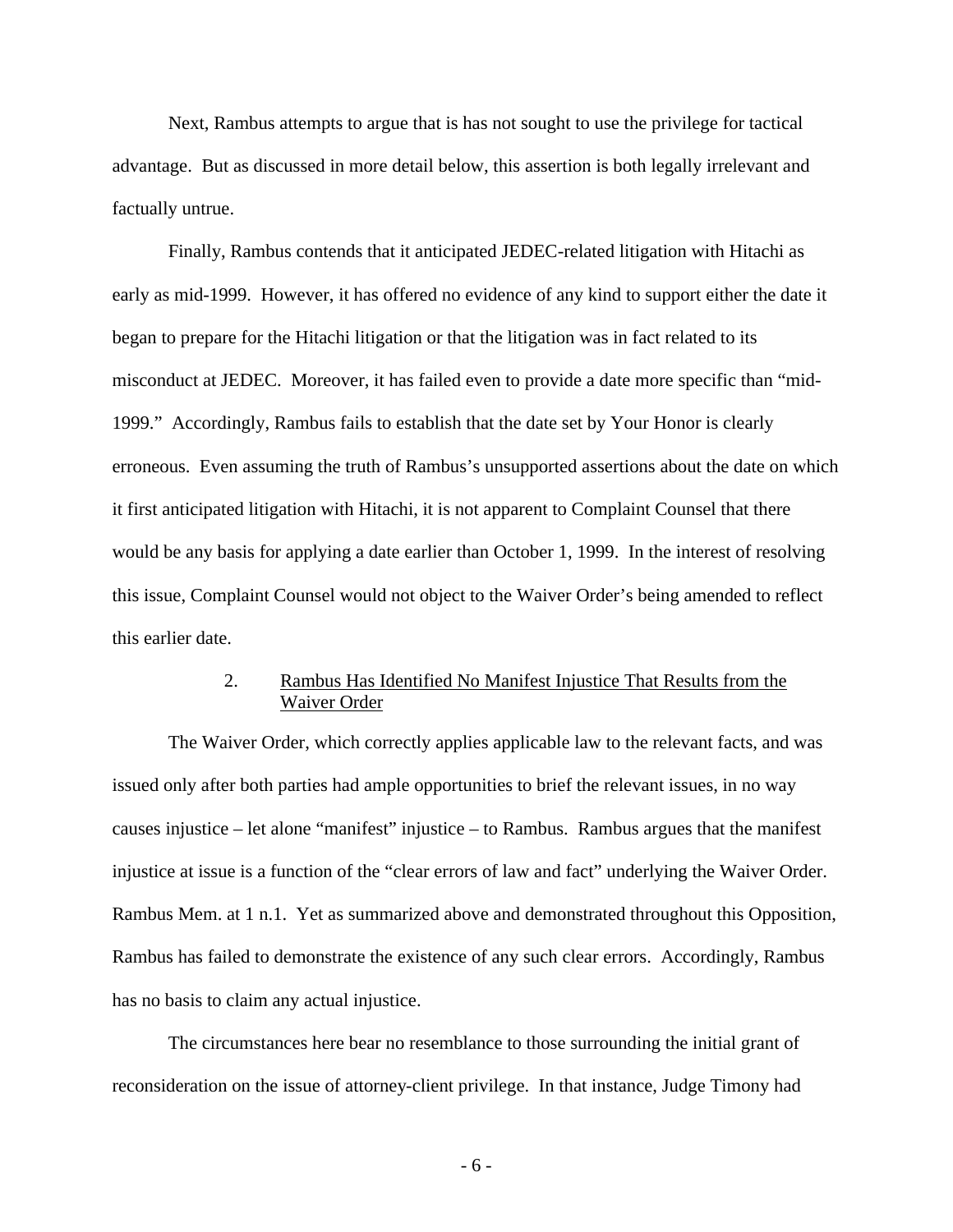Next, Rambus attempts to argue that is has not sought to use the privilege for tactical advantage. But as discussed in more detail below, this assertion is both legally irrelevant and factually untrue.

Finally, Rambus contends that it anticipated JEDEC-related litigation with Hitachi as early as mid-1999. However, it has offered no evidence of any kind to support either the date it began to prepare for the Hitachi litigation or that the litigation was in fact related to its misconduct at JEDEC. Moreover, it has failed even to provide a date more specific than "mid-1999." Accordingly, Rambus fails to establish that the date set by Your Honor is clearly erroneous. Even assuming the truth of Rambus's unsupported assertions about the date on which it first anticipated litigation with Hitachi, it is not apparent to Complaint Counsel that there would be any basis for applying a date earlier than October 1, 1999. In the interest of resolving this issue, Complaint Counsel would not object to the Waiver Order's being amended to reflect this earlier date.

### 2. Rambus Has Identified No Manifest Injustice That Results from the Waiver Order

The Waiver Order, which correctly applies applicable law to the relevant facts, and was issued only after both parties had ample opportunities to brief the relevant issues, in no way causes injustice – let alone "manifest" injustice – to Rambus. Rambus argues that the manifest injustice at issue is a function of the "clear errors of law and fact" underlying the Waiver Order. Rambus Mem. at 1 n.1. Yet as summarized above and demonstrated throughout this Opposition, Rambus has failed to demonstrate the existence of any such clear errors. Accordingly, Rambus has no basis to claim any actual injustice.

The circumstances here bear no resemblance to those surrounding the initial grant of reconsideration on the issue of attorney-client privilege. In that instance, Judge Timony had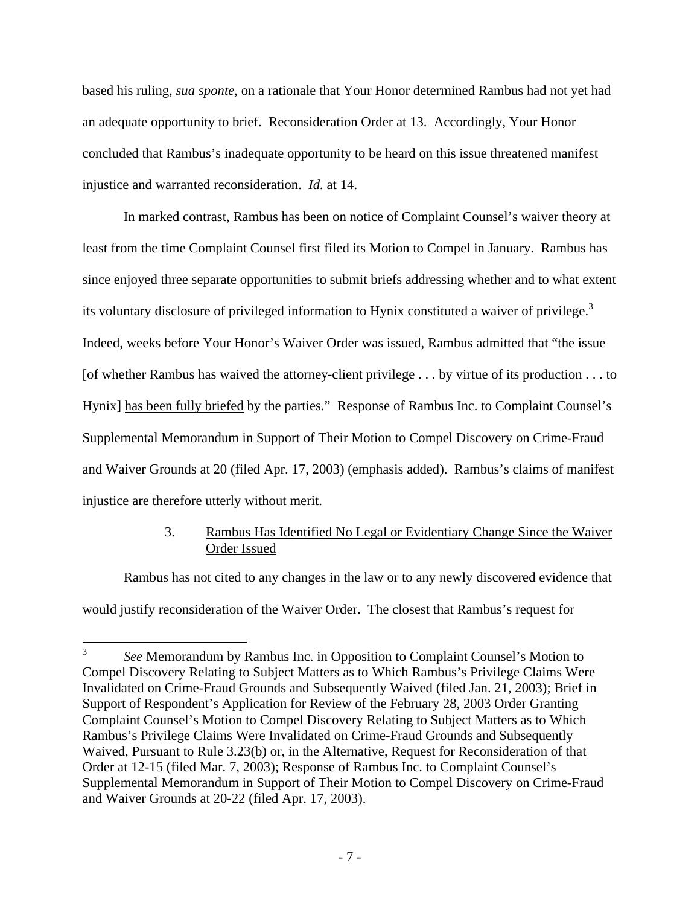based his ruling, *sua sponte*, on a rationale that Your Honor determined Rambus had not yet had an adequate opportunity to brief. Reconsideration Order at 13. Accordingly, Your Honor concluded that Rambus's inadequate opportunity to be heard on this issue threatened manifest injustice and warranted reconsideration. *Id.* at 14.

In marked contrast, Rambus has been on notice of Complaint Counsel's waiver theory at least from the time Complaint Counsel first filed its Motion to Compel in January. Rambus has since enjoyed three separate opportunities to submit briefs addressing whether and to what extent its voluntary disclosure of privileged information to Hynix constituted a waiver of privilege.[3] Indeed, weeks before Your Honor's Waiver Order was issued, Rambus admitted that "the issue [of whether Rambus has waived the attorney-client privilege . . . by virtue of its production . . . to Hynix] <u>has been fully briefed</u> by the parties." Response of Rambus Inc. to Complaint Counsel's Supplemental Memorandum in Support of Their Motion to Compel Discovery on Crime-Fraud and Waiver Grounds at 20 (filed Apr. 17, 2003) (emphasis added). Rambus's claims of manifest injustice are therefore utterly without merit.

### 3. <u>Rambus Has Identified No Legal or Evidentiary Change Since the Waiver Order Issued</u>

Rambus has not cited to any changes in the law or to any newly discovered evidence that would justify reconsideration of the Waiver Order. The closest that Rambus's request for

---

[3] *See* Memorandum by Rambus Inc. in Opposition to Complaint Counsel's Motion to Compel Discovery Relating to Subject Matters as to Which Rambus's Privilege Claims Were Invalidated on Crime-Fraud Grounds and Subsequently Waived (filed Jan. 21, 2003); Brief in Support of Respondent's Application for Review of the February 28, 2003 Order Granting Complaint Counsel's Motion to Compel Discovery Relating to Subject Matters as to Which Rambus's Privilege Claims Were Invalidated on Crime-Fraud Grounds and Subsequently Waived, Pursuant to Rule 3.23(b) or, in the Alternative, Request for Reconsideration of that Order at 12-15 (filed Mar. 7, 2003); Response of Rambus Inc. to Complaint Counsel's Supplemental Memorandum in Support of Their Motion to Compel Discovery on Crime-Fraud and Waiver Grounds at 20-22 (filed Apr. 17, 2003).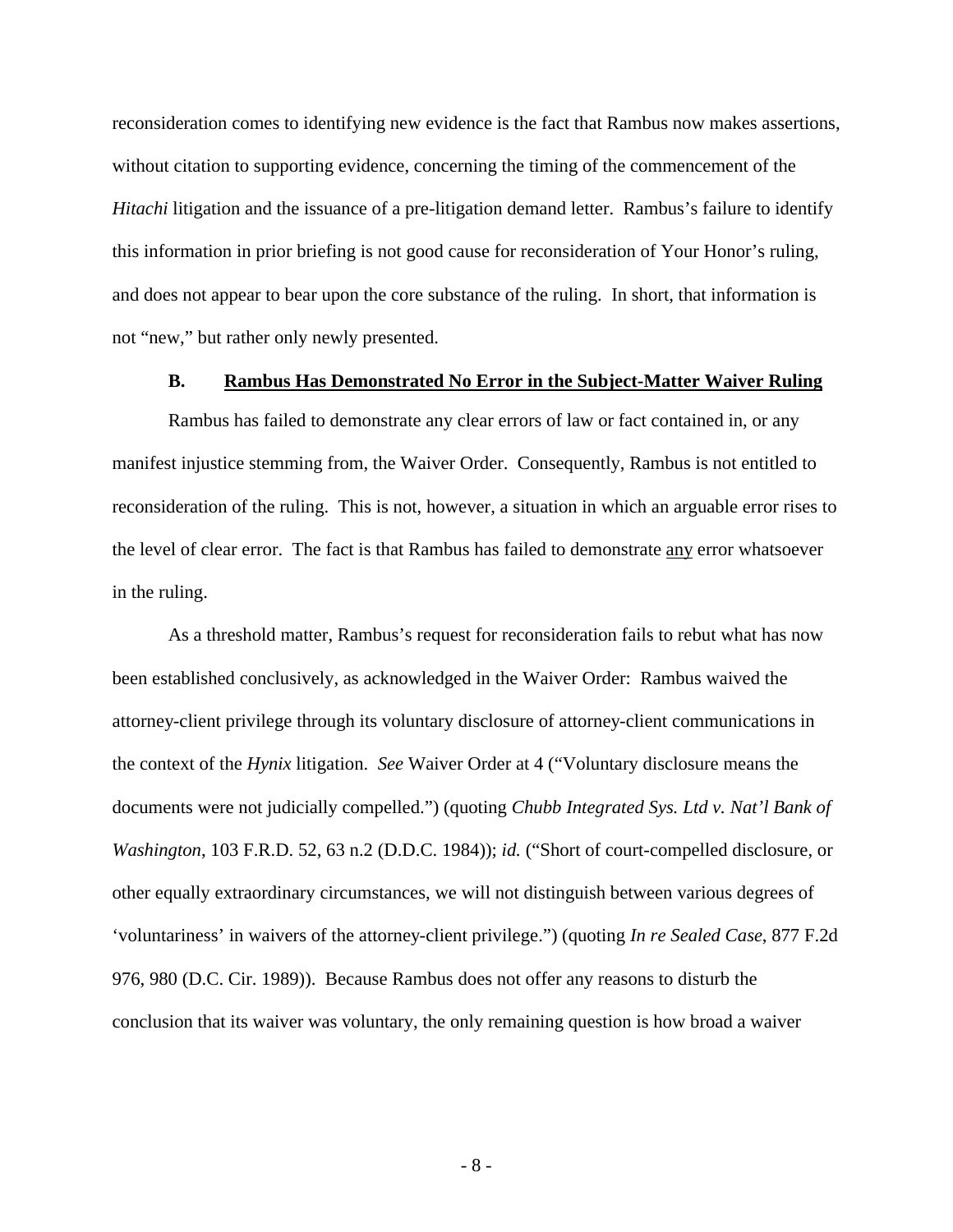reconsideration comes to identifying new evidence is the fact that Rambus now makes assertions, without citation to supporting evidence, concerning the timing of the commencement of the *Hitachi* litigation and the issuance of a pre-litigation demand letter. Rambus's failure to identify this information in prior briefing is not good cause for reconsideration of Your Honor's ruling, and does not appear to bear upon the core substance of the ruling. In short, that information is not "new," but rather only newly presented.

### B. Rambus Has Demonstrated No Error in the Subject-Matter Waiver Ruling

Rambus has failed to demonstrate any clear errors of law or fact contained in, or any manifest injustice stemming from, the Waiver Order. Consequently, Rambus is not entitled to reconsideration of the ruling. This is not, however, a situation in which an arguable error rises to the level of clear error. The fact is that Rambus has failed to demonstrate <u>any</u> error whatsoever in the ruling.

As a threshold matter, Rambus's request for reconsideration fails to rebut what has now been established conclusively, as acknowledged in the Waiver Order: Rambus waived the attorney-client privilege through its voluntary disclosure of attorney-client communications in the context of the *Hynix* litigation. *See* Waiver Order at 4 ("Voluntary disclosure means the documents were not judicially compelled.") (quoting *Chubb Integrated Sys. Ltd v. Nat'l Bank of Washington*, 103 F.R.D. 52, 63 n.2 (D.D.C. 1984)); *id.* ("Short of court-compelled disclosure, or other equally extraordinary circumstances, we will not distinguish between various degrees of 'voluntariness' in waivers of the attorney-client privilege.") (quoting *In re Sealed Case*, 877 F.2d 976, 980 (D.C. Cir. 1989)). Because Rambus does not offer any reasons to disturb the conclusion that its waiver was voluntary, the only remaining question is how broad a waiver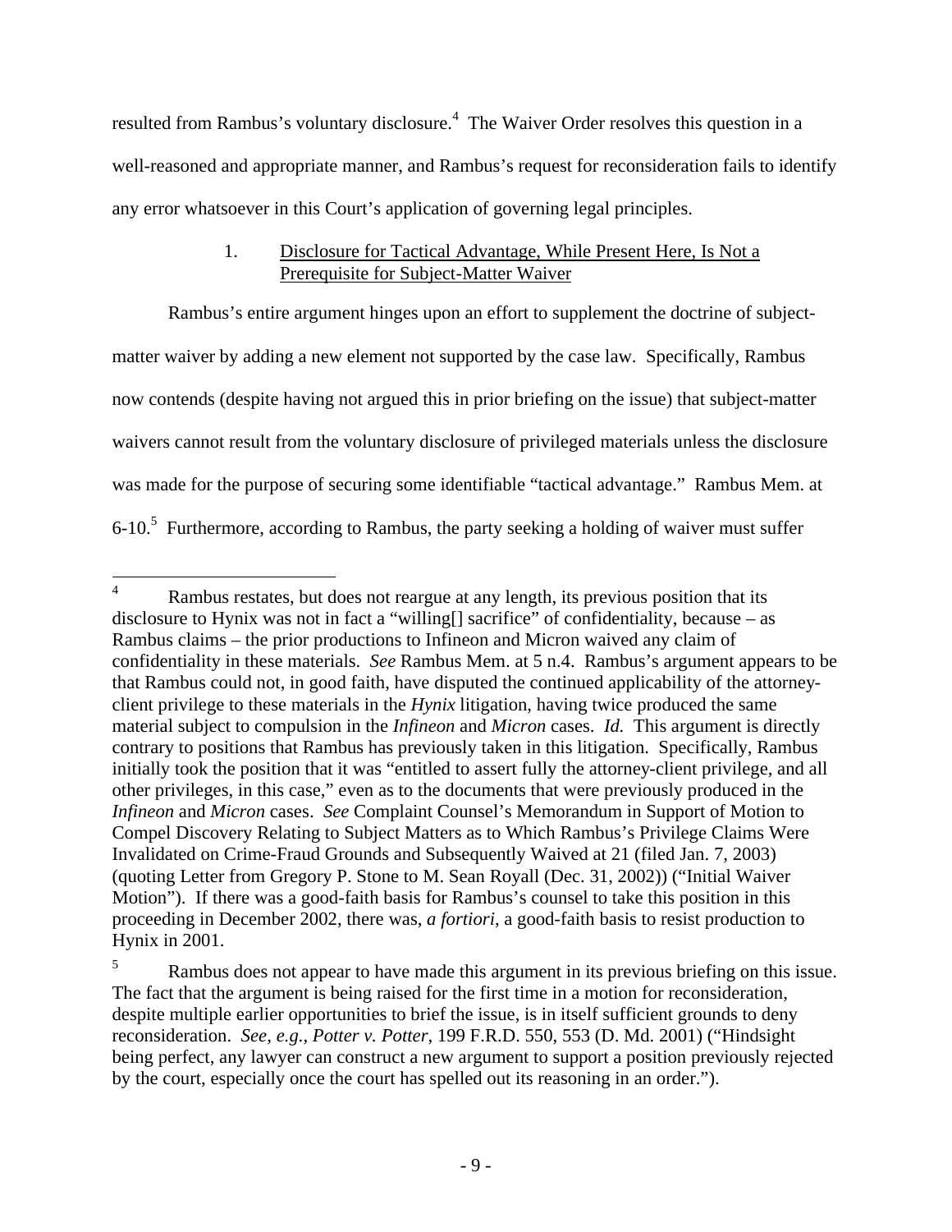resulted from Rambus's voluntary disclosure.[4] The Waiver Order resolves this question in a well-reasoned and appropriate manner, and Rambus's request for reconsideration fails to identify any error whatsoever in this Court's application of governing legal principles.

1. Disclosure for Tactical Advantage, While Present Here, Is Not a Prerequisite for Subject-Matter Waiver

Rambus's entire argument hinges upon an effort to supplement the doctrine of subject-matter waiver by adding a new element not supported by the case law. Specifically, Rambus now contends (despite having not argued this in prior briefing on the issue) that subject-matter waivers cannot result from the voluntary disclosure of privileged materials unless the disclosure was made for the purpose of securing some identifiable "tactical advantage." Rambus Mem. at 6-10.[5] Furthermore, according to Rambus, the party seeking a holding of waiver must suffer

---

[4] Rambus restates, but does not reargue at any length, its previous position that its disclosure to Hynix was not in fact a "willing[] sacrifice" of confidentiality, because – as Rambus claims – the prior productions to Infineon and Micron waived any claim of confidentiality in these materials. *See* Rambus Mem. at 5 n.4. Rambus's argument appears to be that Rambus could not, in good faith, have disputed the continued applicability of the attorney-client privilege to these materials in the *Hynix* litigation, having twice produced the same material subject to compulsion in the *Infineon* and *Micron* cases. *Id.* This argument is directly contrary to positions that Rambus has previously taken in this litigation. Specifically, Rambus initially took the position that it was "entitled to assert fully the attorney-client privilege, and all other privileges, in this case," even as to the documents that were previously produced in the *Infineon* and *Micron* cases. *See* Complaint Counsel's Memorandum in Support of Motion to Compel Discovery Relating to Subject Matters as to Which Rambus's Privilege Claims Were Invalidated on Crime-Fraud Grounds and Subsequently Waived at 21 (filed Jan. 7, 2003) (quoting Letter from Gregory P. Stone to M. Sean Royall (Dec. 31, 2002)) ("Initial Waiver Motion"). If there was a good-faith basis for Rambus's counsel to take this position in this proceeding in December 2002, there was, *a fortiori*, a good-faith basis to resist production to Hynix in 2001.

[5] Rambus does not appear to have made this argument in its previous briefing on this issue. The fact that the argument is being raised for the first time in a motion for reconsideration, despite multiple earlier opportunities to brief the issue, is in itself sufficient grounds to deny reconsideration. *See, e.g.*, *Potter v. Potter*, 199 F.R.D. 550, 553 (D. Md. 2001) ("Hindsight being perfect, any lawyer can construct a new argument to support a position previously rejected by the court, especially once the court has spelled out its reasoning in an order.").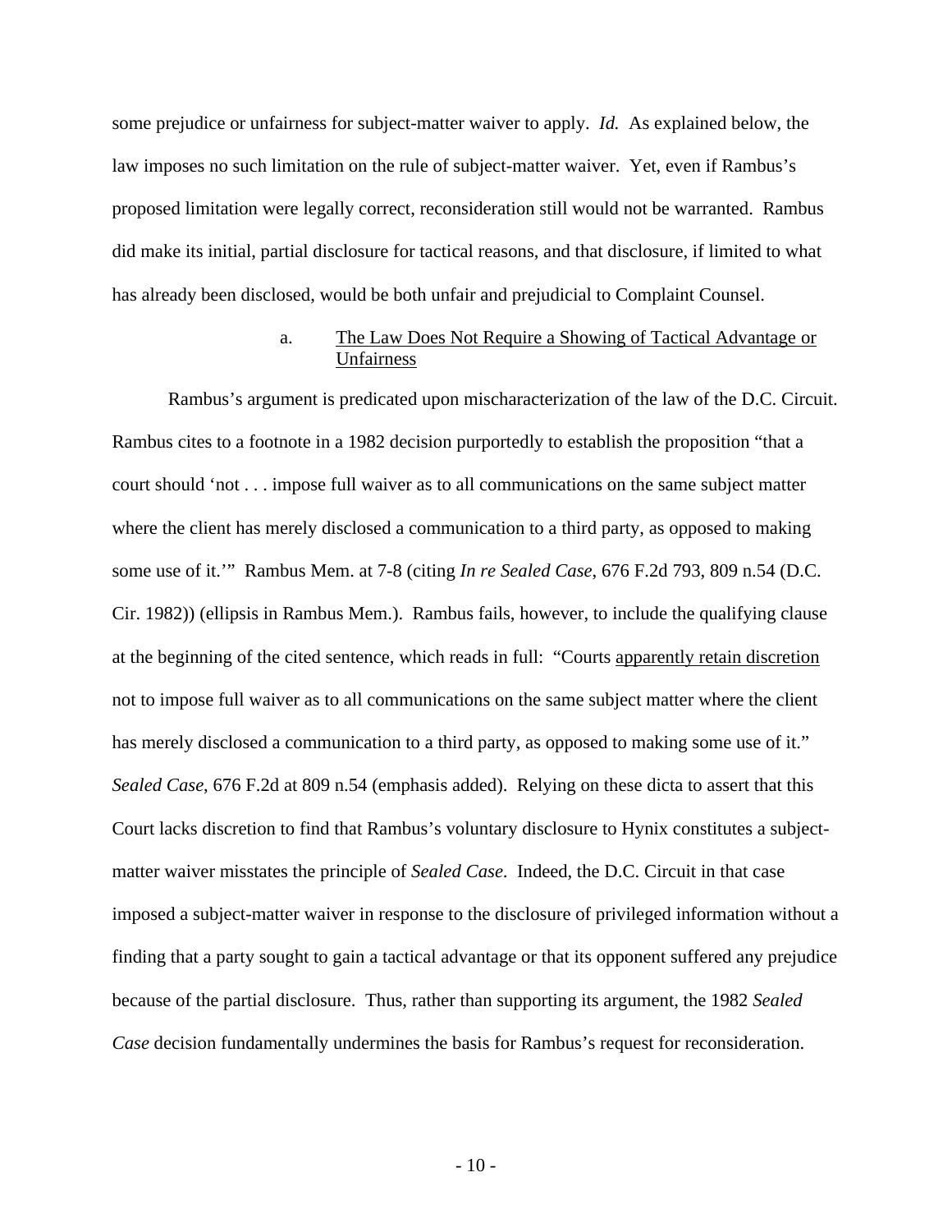some prejudice or unfairness for subject-matter waiver to apply. *Id.* As explained below, the law imposes no such limitation on the rule of subject-matter waiver. Yet, even if Rambus's proposed limitation were legally correct, reconsideration still would not be warranted. Rambus did make its initial, partial disclosure for tactical reasons, and that disclosure, if limited to what has already been disclosed, would be both unfair and prejudicial to Complaint Counsel.

### a. <u>The Law Does Not Require a Showing of Tactical Advantage or Unfairness</u>

Rambus's argument is predicated upon mischaracterization of the law of the D.C. Circuit. Rambus cites to a footnote in a 1982 decision purportedly to establish the proposition "that a court should 'not . . . impose full waiver as to all communications on the same subject matter where the client has merely disclosed a communication to a third party, as opposed to making some use of it.'" Rambus Mem. at 7-8 (citing *In re Sealed Case*, 676 F.2d 793, 809 n.54 (D.C. Cir. 1982)) (ellipsis in Rambus Mem.). Rambus fails, however, to include the qualifying clause at the beginning of the cited sentence, which reads in full: "Courts <u>apparently retain discretion</u> not to impose full waiver as to all communications on the same subject matter where the client has merely disclosed a communication to a third party, as opposed to making some use of it." *Sealed Case*, 676 F.2d at 809 n.54 (emphasis added). Relying on these dicta to assert that this Court lacks discretion to find that Rambus's voluntary disclosure to Hynix constitutes a subject-matter waiver misstates the principle of *Sealed Case*. Indeed, the D.C. Circuit in that case imposed a subject-matter waiver in response to the disclosure of privileged information without a finding that a party sought to gain a tactical advantage or that its opponent suffered any prejudice because of the partial disclosure. Thus, rather than supporting its argument, the 1982 *Sealed Case* decision fundamentally undermines the basis for Rambus's request for reconsideration.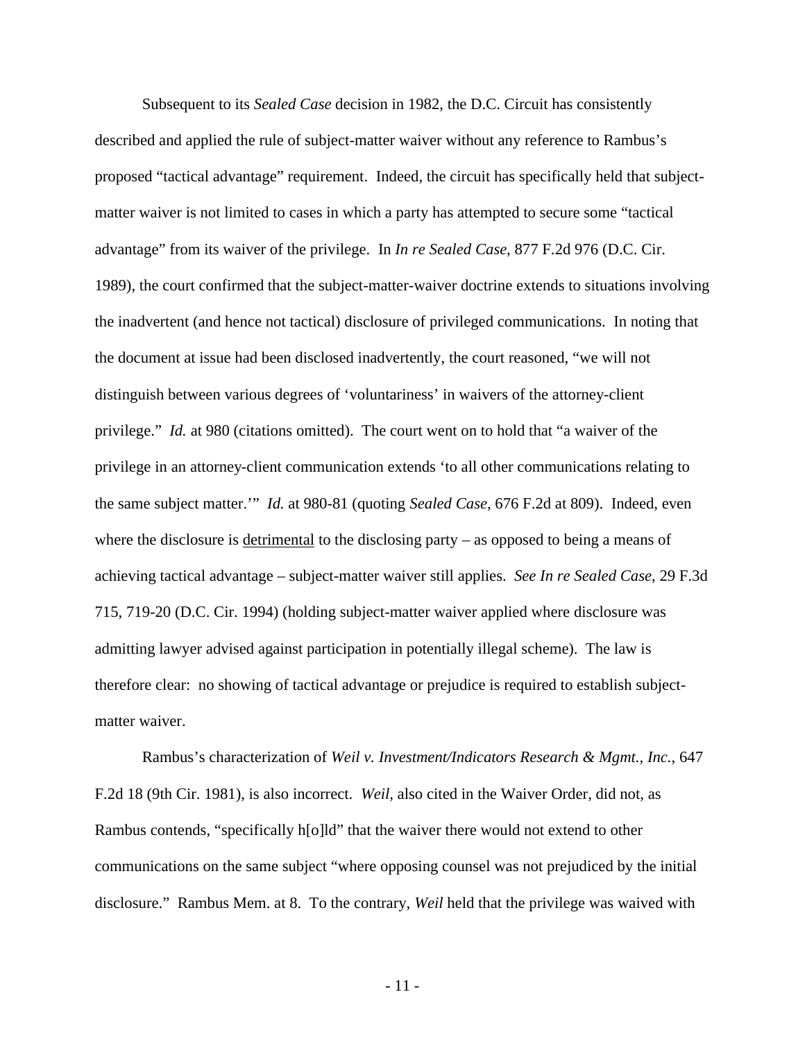Subsequent to its *Sealed Case* decision in 1982, the D.C. Circuit has consistently described and applied the rule of subject-matter waiver without any reference to Rambus's proposed "tactical advantage" requirement. Indeed, the circuit has specifically held that subject-matter waiver is not limited to cases in which a party has attempted to secure some "tactical advantage" from its waiver of the privilege. In *In re Sealed Case*, 877 F.2d 976 (D.C. Cir. 1989), the court confirmed that the subject-matter-waiver doctrine extends to situations involving the inadvertent (and hence not tactical) disclosure of privileged communications. In noting that the document at issue had been disclosed inadvertently, the court reasoned, "we will not distinguish between various degrees of 'voluntariness' in waivers of the attorney-client privilege." *Id.* at 980 (citations omitted). The court went on to hold that "a waiver of the privilege in an attorney-client communication extends 'to all other communications relating to the same subject matter.'" *Id.* at 980-81 (quoting *Sealed Case*, 676 F.2d at 809). Indeed, even where the disclosure is <u>detrimental</u> to the disclosing party – as opposed to being a means of achieving tactical advantage – subject-matter waiver still applies. *See In re Sealed Case*, 29 F.3d 715, 719-20 (D.C. Cir. 1994) (holding subject-matter waiver applied where disclosure was admitting lawyer advised against participation in potentially illegal scheme). The law is therefore clear: no showing of tactical advantage or prejudice is required to establish subject-matter waiver.

Rambus's characterization of *Weil v. Investment/Indicators Research & Mgmt., Inc.*, 647 F.2d 18 (9th Cir. 1981), is also incorrect. *Weil*, also cited in the Waiver Order, did not, as Rambus contends, "specifically h[o]ld" that the waiver there would not extend to other communications on the same subject "where opposing counsel was not prejudiced by the initial disclosure." Rambus Mem. at 8. To the contrary, *Weil* held that the privilege was waived with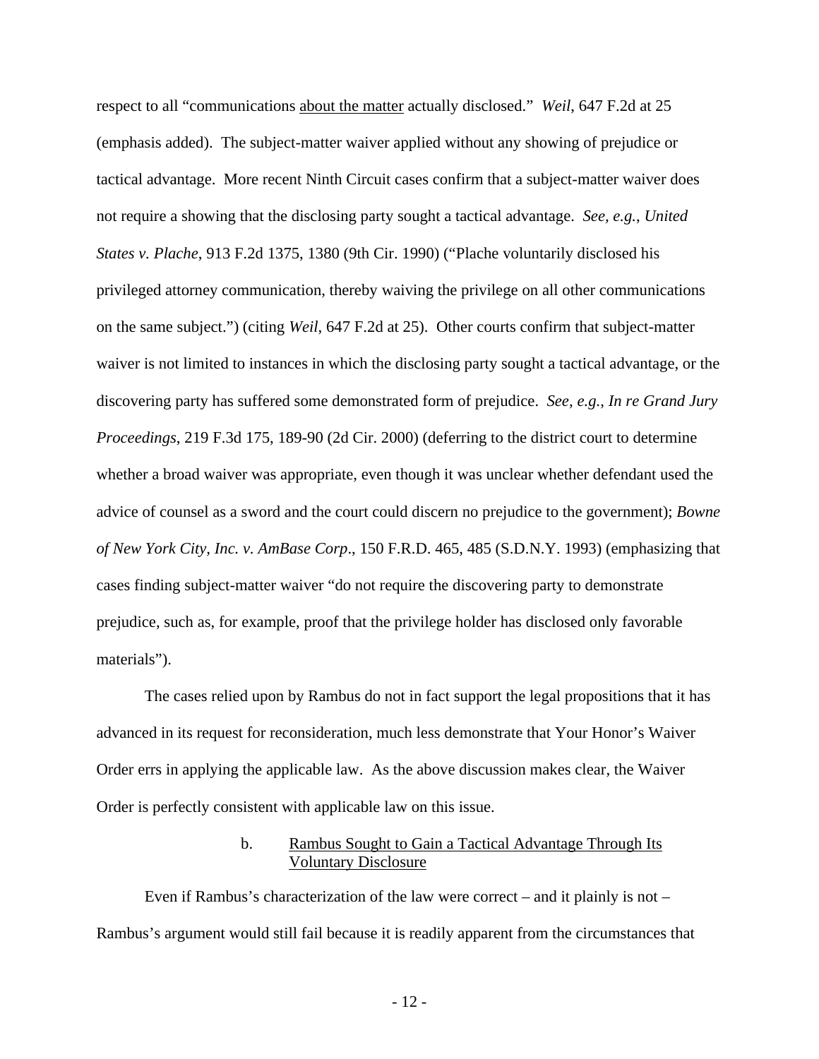respect to all "communications <u>about the matter</u> actually disclosed." *Weil*, 647 F.2d at 25 (emphasis added). The subject-matter waiver applied without any showing of prejudice or tactical advantage. More recent Ninth Circuit cases confirm that a subject-matter waiver does not require a showing that the disclosing party sought a tactical advantage. *See, e.g.*, *United States v. Plache*, 913 F.2d 1375, 1380 (9th Cir. 1990) ("Plache voluntarily disclosed his privileged attorney communication, thereby waiving the privilege on all other communications on the same subject.") (citing *Weil*, 647 F.2d at 25). Other courts confirm that subject-matter waiver is not limited to instances in which the disclosing party sought a tactical advantage, or the discovering party has suffered some demonstrated form of prejudice. *See, e.g.*, *In re Grand Jury Proceedings*, 219 F.3d 175, 189-90 (2d Cir. 2000) (deferring to the district court to determine whether a broad waiver was appropriate, even though it was unclear whether defendant used the advice of counsel as a sword and the court could discern no prejudice to the government); *Bowne of New York City, Inc. v. AmBase Corp*., 150 F.R.D. 465, 485 (S.D.N.Y. 1993) (emphasizing that cases finding subject-matter waiver "do not require the discovering party to demonstrate prejudice, such as, for example, proof that the privilege holder has disclosed only favorable materials").

The cases relied upon by Rambus do not in fact support the legal propositions that it has advanced in its request for reconsideration, much less demonstrate that Your Honor's Waiver Order errs in applying the applicable law. As the above discussion makes clear, the Waiver Order is perfectly consistent with applicable law on this issue.

b. <u>Rambus Sought to Gain a Tactical Advantage Through Its Voluntary Disclosure</u>

Even if Rambus's characterization of the law were correct – and it plainly is not – Rambus's argument would still fail because it is readily apparent from the circumstances that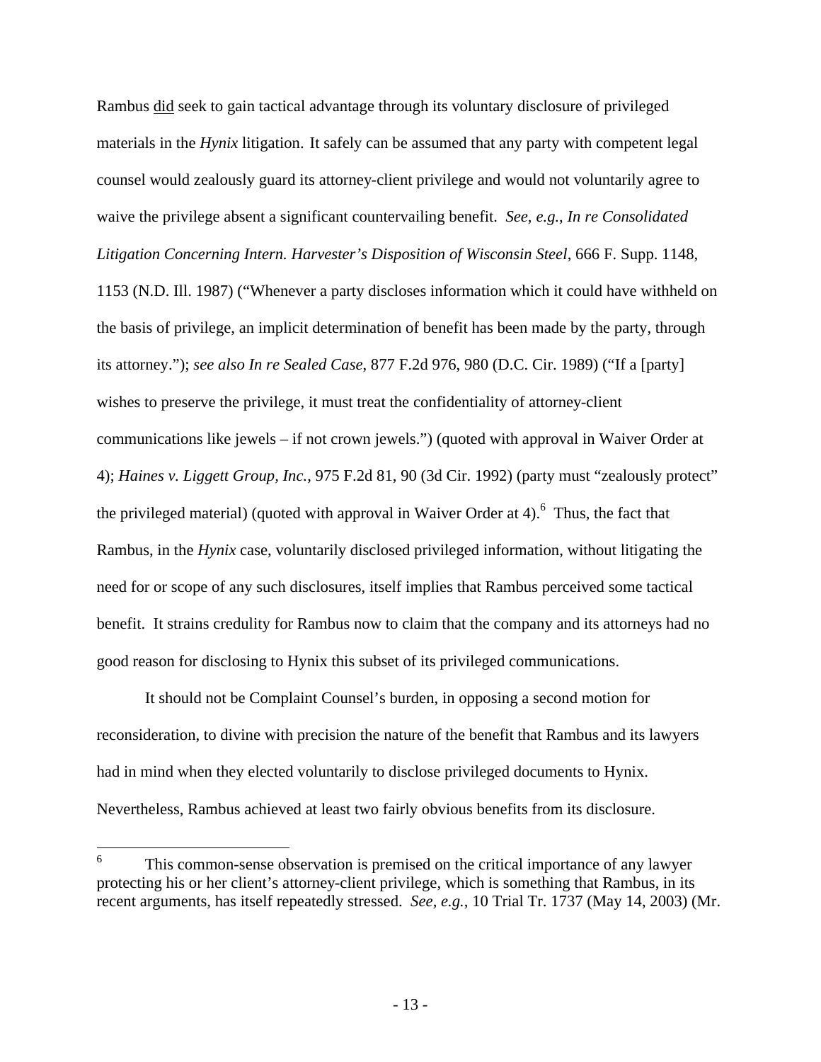Rambus did seek to gain tactical advantage through its voluntary disclosure of privileged materials in the *Hynix* litigation. It safely can be assumed that any party with competent legal counsel would zealously guard its attorney-client privilege and would not voluntarily agree to waive the privilege absent a significant countervailing benefit. *See, e.g.*, *In re Consolidated Litigation Concerning Intern. Harvester's Disposition of Wisconsin Steel*, 666 F. Supp. 1148, 1153 (N.D. Ill. 1987) ("Whenever a party discloses information which it could have withheld on the basis of privilege, an implicit determination of benefit has been made by the party, through its attorney."); *see also In re Sealed Case*, 877 F.2d 976, 980 (D.C. Cir. 1989) ("If a [party] wishes to preserve the privilege, it must treat the confidentiality of attorney-client communications like jewels – if not crown jewels.") (quoted with approval in Waiver Order at 4); *Haines v. Liggett Group, Inc.*, 975 F.2d 81, 90 (3d Cir. 1992) (party must "zealously protect" the privileged material) (quoted with approval in Waiver Order at 4).[6] Thus, the fact that Rambus, in the *Hynix* case, voluntarily disclosed privileged information, without litigating the need for or scope of any such disclosures, itself implies that Rambus perceived some tactical benefit. It strains credulity for Rambus now to claim that the company and its attorneys had no good reason for disclosing to Hynix this subset of its privileged communications.

It should not be Complaint Counsel's burden, in opposing a second motion for reconsideration, to divine with precision the nature of the benefit that Rambus and its lawyers had in mind when they elected voluntarily to disclose privileged documents to Hynix. Nevertheless, Rambus achieved at least two fairly obvious benefits from its disclosure.

[6] This common-sense observation is premised on the critical importance of any lawyer protecting his or her client's attorney-client privilege, which is something that Rambus, in its recent arguments, has itself repeatedly stressed. *See, e.g.*, 10 Trial Tr. 1737 (May 14, 2003) (Mr.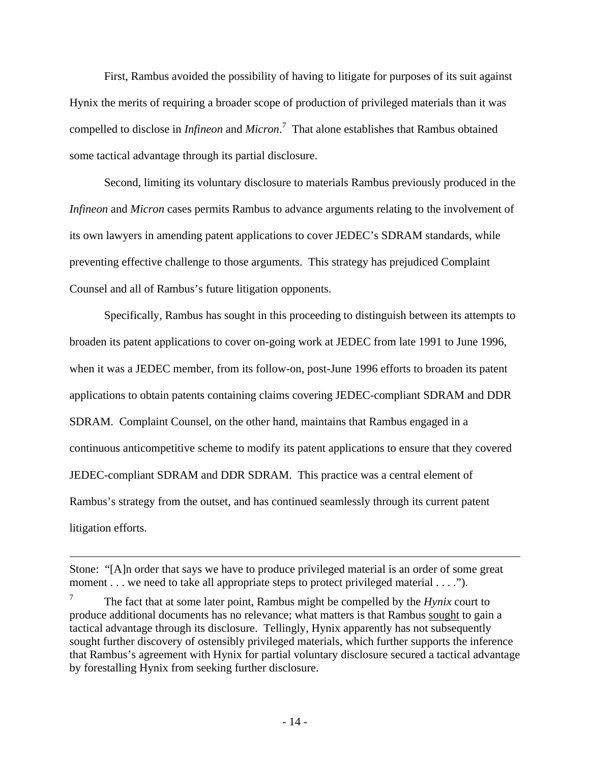First, Rambus avoided the possibility of having to litigate for purposes of its suit against Hynix the merits of requiring a broader scope of production of privileged materials than it was compelled to disclose in *Infineon* and *Micron*.[7] That alone establishes that Rambus obtained some tactical advantage through its partial disclosure.

Second, limiting its voluntary disclosure to materials Rambus previously produced in the *Infineon* and *Micron* cases permits Rambus to advance arguments relating to the involvement of its own lawyers in amending patent applications to cover JEDEC's SDRAM standards, while preventing effective challenge to those arguments. This strategy has prejudiced Complaint Counsel and all of Rambus's future litigation opponents.

Specifically, Rambus has sought in this proceeding to distinguish between its attempts to broaden its patent applications to cover on-going work at JEDEC from late 1991 to June 1996, when it was a JEDEC member, from its follow-on, post-June 1996 efforts to broaden its patent applications to obtain patents containing claims covering JEDEC-compliant SDRAM and DDR SDRAM. Complaint Counsel, on the other hand, maintains that Rambus engaged in a continuous anticompetitive scheme to modify its patent applications to ensure that they covered JEDEC-compliant SDRAM and DDR SDRAM. This practice was a central element of Rambus's strategy from the outset, and has continued seamlessly through its current patent litigation efforts.

---

Stone: "[A]n order that says we have to produce privileged material is an order of some great moment . . . we need to take all appropriate steps to protect privileged material . . . .").

[7] The fact that at some later point, Rambus might be compelled by the *Hynix* court to produce additional documents has no relevance; what matters is that Rambus sought to gain a tactical advantage through its disclosure. Tellingly, Hynix apparently has not subsequently sought further discovery of ostensibly privileged materials, which further supports the inference that Rambus's agreement with Hynix for partial voluntary disclosure secured a tactical advantage by forestalling Hynix from seeking further disclosure.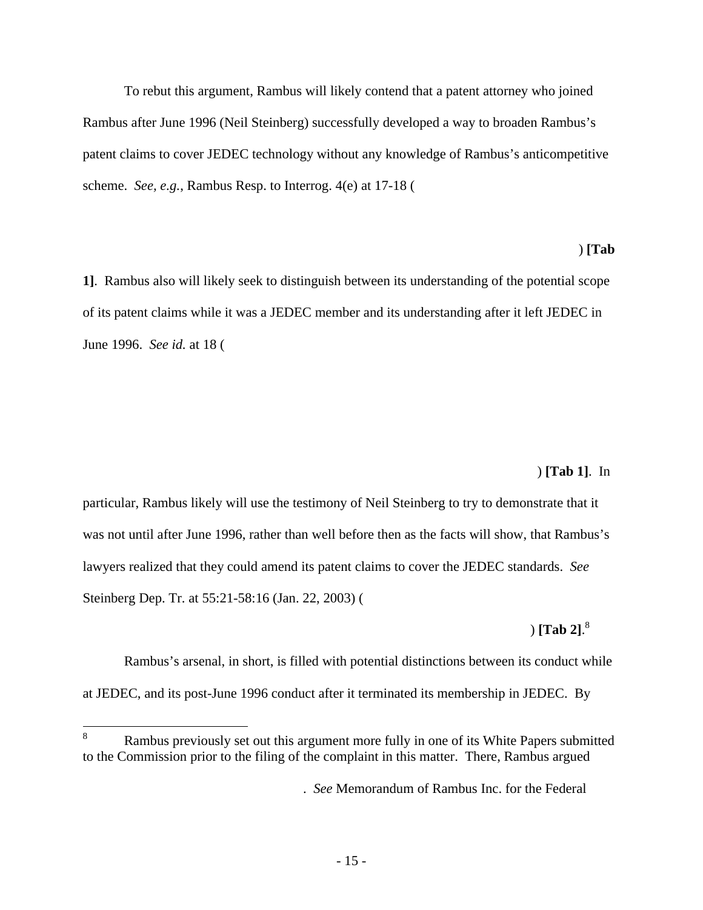To rebut this argument, Rambus will likely contend that a patent attorney who joined Rambus after June 1996 (Neil Steinberg) successfully developed a way to broaden Rambus's patent claims to cover JEDEC technology without any knowledge of Rambus's anticompetitive scheme. *See, e.g.*, Rambus Resp. to Interrog. 4(e) at 17-18 (

) **[Tab 1]**. Rambus also will likely seek to distinguish between its understanding of the potential scope of its patent claims while it was a JEDEC member and its understanding after it left JEDEC in June 1996. *See id.* at 18 (

) **[Tab 1]**. In particular, Rambus likely will use the testimony of Neil Steinberg to try to demonstrate that it was not until after June 1996, rather than well before then as the facts will show, that Rambus's lawyers realized that they could amend its patent claims to cover the JEDEC standards. *See* Steinberg Dep. Tr. at 55:21-58:16 (Jan. 22, 2003) (

) **[Tab 2]**.[8]

Rambus's arsenal, in short, is filled with potential distinctions between its conduct while at JEDEC, and its post-June 1996 conduct after it terminated its membership in JEDEC. By

---

[8] Rambus previously set out this argument more fully in one of its White Papers submitted to the Commission prior to the filing of the complaint in this matter. There, Rambus argued

. *See* Memorandum of Rambus Inc. for the Federal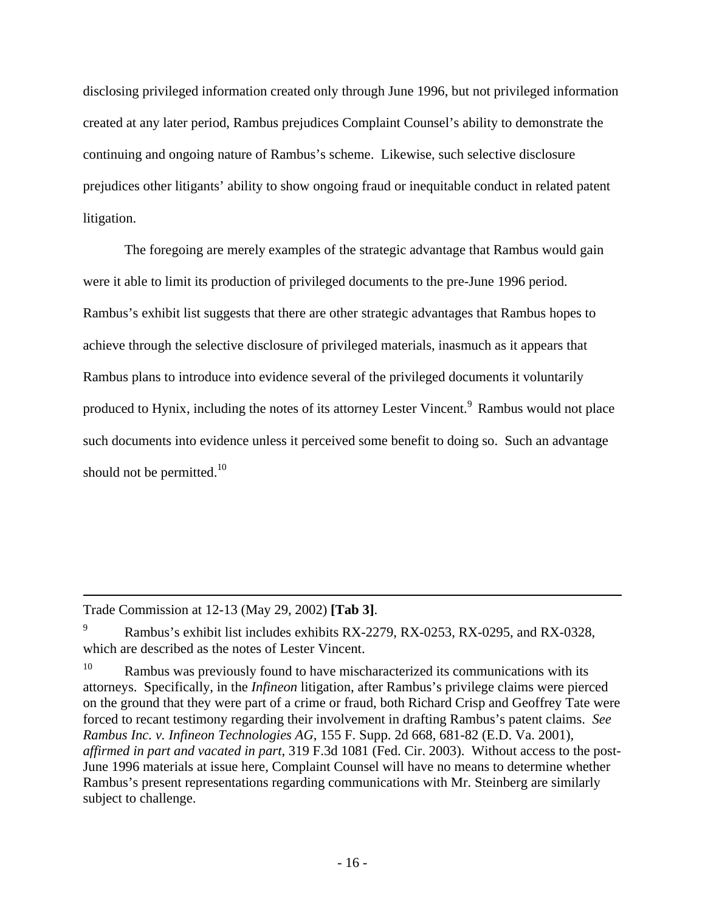disclosing privileged information created only through June 1996, but not privileged information created at any later period, Rambus prejudices Complaint Counsel's ability to demonstrate the continuing and ongoing nature of Rambus's scheme. Likewise, such selective disclosure prejudices other litigants' ability to show ongoing fraud or inequitable conduct in related patent litigation.

The foregoing are merely examples of the strategic advantage that Rambus would gain were it able to limit its production of privileged documents to the pre-June 1996 period. Rambus's exhibit list suggests that there are other strategic advantages that Rambus hopes to achieve through the selective disclosure of privileged materials, inasmuch as it appears that Rambus plans to introduce into evidence several of the privileged documents it voluntarily produced to Hynix, including the notes of its attorney Lester Vincent.[9] Rambus would not place such documents into evidence unless it perceived some benefit to doing so. Such an advantage should not be permitted.[10]

---

Trade Commission at 12-13 (May 29, 2002) **[Tab 3]**.

[9] Rambus's exhibit list includes exhibits RX-2279, RX-0253, RX-0295, and RX-0328, which are described as the notes of Lester Vincent.

[10] Rambus was previously found to have mischaracterized its communications with its attorneys. Specifically, in the *Infineon* litigation, after Rambus's privilege claims were pierced on the ground that they were part of a crime or fraud, both Richard Crisp and Geoffrey Tate were forced to recant testimony regarding their involvement in drafting Rambus's patent claims. *See Rambus Inc. v. Infineon Technologies AG*, 155 F. Supp. 2d 668, 681-82 (E.D. Va. 2001), *affirmed in part and vacated in part*, 319 F.3d 1081 (Fed. Cir. 2003). Without access to the post-June 1996 materials at issue here, Complaint Counsel will have no means to determine whether Rambus's present representations regarding communications with Mr. Steinberg are similarly subject to challenge.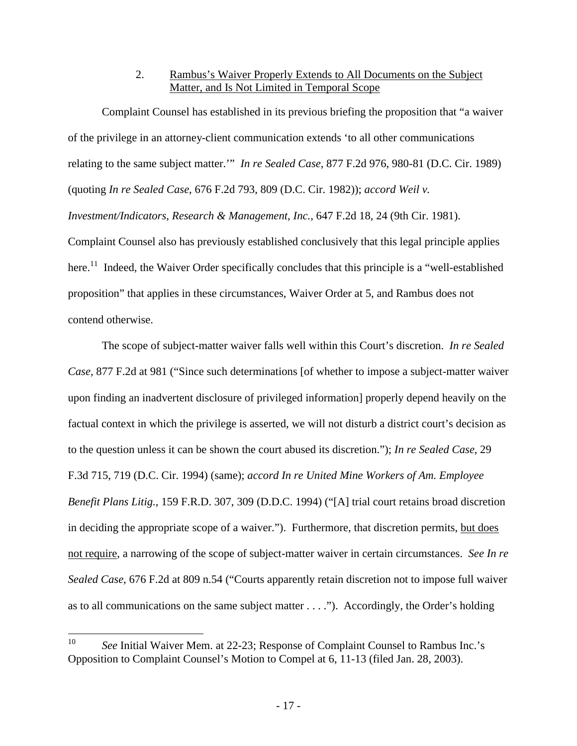2. Rambus's Waiver Properly Extends to All Documents on the Subject Matter, and Is Not Limited in Temporal Scope

Complaint Counsel has established in its previous briefing the proposition that "a waiver of the privilege in an attorney-client communication extends 'to all other communications relating to the same subject matter.'" *In re Sealed Case*, 877 F.2d 976, 980-81 (D.C. Cir. 1989) (quoting *In re Sealed Case*, 676 F.2d 793, 809 (D.C. Cir. 1982)); *accord Weil v. Investment/Indicators, Research & Management, Inc.*, 647 F.2d 18, 24 (9th Cir. 1981). Complaint Counsel also has previously established conclusively that this legal principle applies here.[11] Indeed, the Waiver Order specifically concludes that this principle is a "well-established proposition" that applies in these circumstances, Waiver Order at 5, and Rambus does not contend otherwise.

The scope of subject-matter waiver falls well within this Court's discretion. *In re Sealed Case*, 877 F.2d at 981 ("Since such determinations [of whether to impose a subject-matter waiver upon finding an inadvertent disclosure of privileged information] properly depend heavily on the factual context in which the privilege is asserted, we will not disturb a district court's decision as to the question unless it can be shown the court abused its discretion."); *In re Sealed Case*, 29 F.3d 715, 719 (D.C. Cir. 1994) (same); *accord In re United Mine Workers of Am. Employee Benefit Plans Litig.*, 159 F.R.D. 307, 309 (D.D.C. 1994) ("[A] trial court retains broad discretion in deciding the appropriate scope of a waiver."). Furthermore, that discretion permits, <u>but does not require</u>, a narrowing of the scope of subject-matter waiver in certain circumstances. *See In re Sealed Case*, 676 F.2d at 809 n.54 ("Courts apparently retain discretion not to impose full waiver as to all communications on the same subject matter . . . ."). Accordingly, the Order's holding

---

10 *See* Initial Waiver Mem. at 22-23; Response of Complaint Counsel to Rambus Inc.'s Opposition to Complaint Counsel's Motion to Compel at 6, 11-13 (filed Jan. 28, 2003).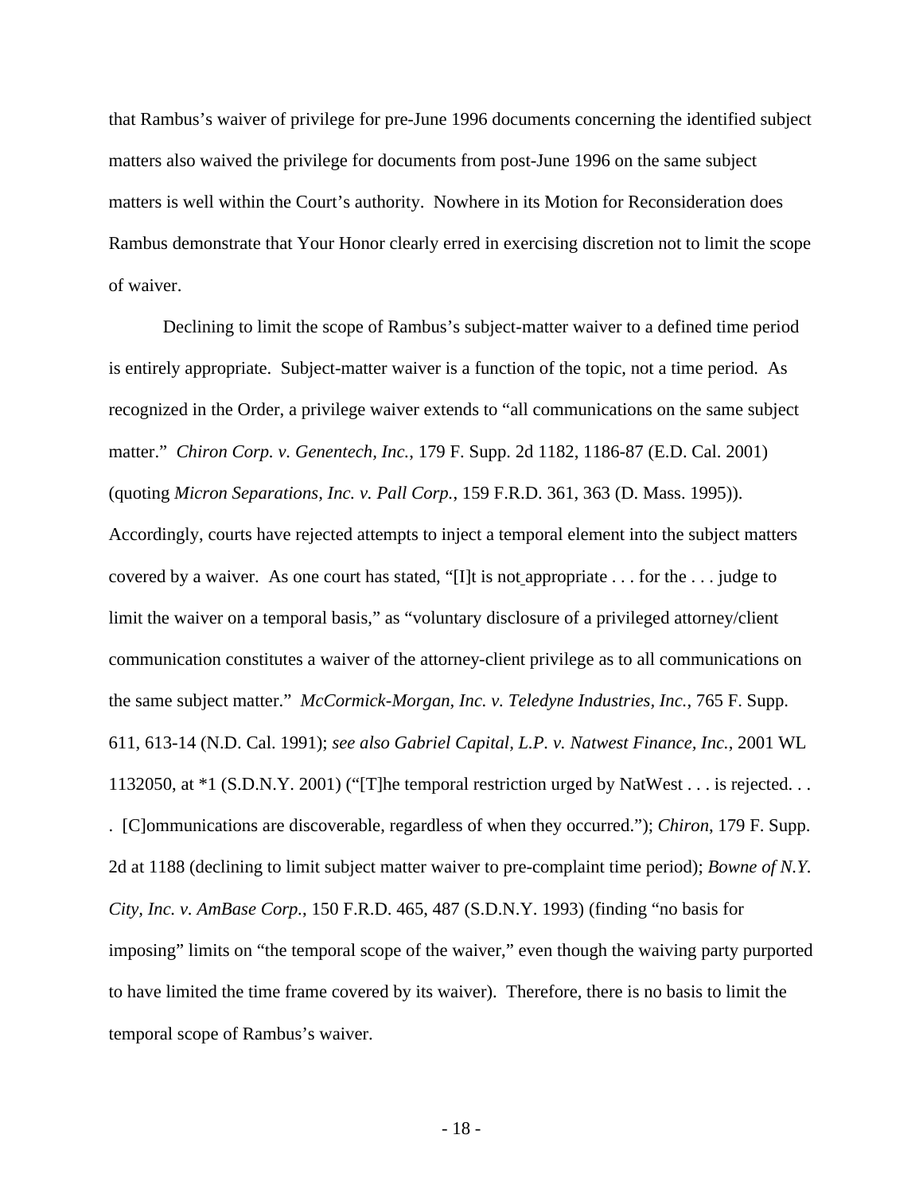that Rambus's waiver of privilege for pre-June 1996 documents concerning the identified subject matters also waived the privilege for documents from post-June 1996 on the same subject matters is well within the Court's authority. Nowhere in its Motion for Reconsideration does Rambus demonstrate that Your Honor clearly erred in exercising discretion not to limit the scope of waiver.

Declining to limit the scope of Rambus's subject-matter waiver to a defined time period is entirely appropriate. Subject-matter waiver is a function of the topic, not a time period. As recognized in the Order, a privilege waiver extends to "all communications on the same subject matter." *Chiron Corp. v. Genentech, Inc.*, 179 F. Supp. 2d 1182, 1186-87 (E.D. Cal. 2001) (quoting *Micron Separations, Inc. v. Pall Corp.*, 159 F.R.D. 361, 363 (D. Mass. 1995)). Accordingly, courts have rejected attempts to inject a temporal element into the subject matters covered by a waiver. As one court has stated, "[I]t is not appropriate . . . for the . . . judge to limit the waiver on a temporal basis," as "voluntary disclosure of a privileged attorney/client communication constitutes a waiver of the attorney-client privilege as to all communications on the same subject matter." *McCormick-Morgan, Inc. v. Teledyne Industries, Inc.*, 765 F. Supp. 611, 613-14 (N.D. Cal. 1991); *see also Gabriel Capital, L.P. v. Natwest Finance, Inc.*, 2001 WL 1132050, at *1 (S.D.N.Y. 2001) ("[T]he temporal restriction urged by NatWest . . . is rejected. . . . [C]ommunications are discoverable, regardless of when they occurred."); *Chiron*, 179 F. Supp. 2d at 1188 (declining to limit subject matter waiver to pre-complaint time period); *Bowne of N.Y. City, Inc. v. AmBase Corp.*, 150 F.R.D. 465, 487 (S.D.N.Y. 1993) (finding "no basis for imposing" limits on "the temporal scope of the waiver," even though the waiving party purported to have limited the time frame covered by its waiver). Therefore, there is no basis to limit the temporal scope of Rambus's waiver.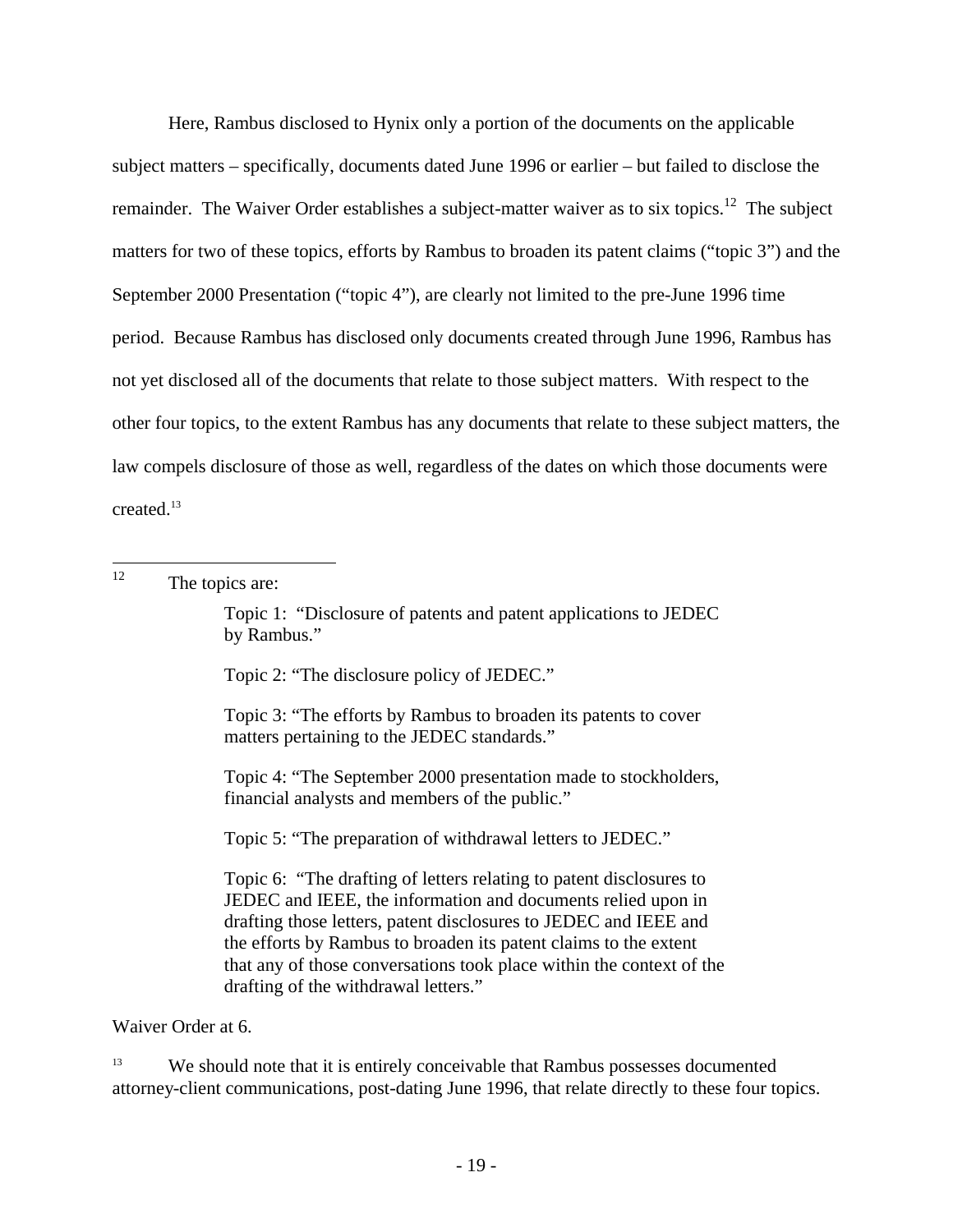Here, Rambus disclosed to Hynix only a portion of the documents on the applicable subject matters – specifically, documents dated June 1996 or earlier – but failed to disclose the remainder. The Waiver Order establishes a subject-matter waiver as to six topics.[12] The subject matters for two of these topics, efforts by Rambus to broaden its patent claims ("topic 3") and the September 2000 Presentation ("topic 4"), are clearly not limited to the pre-June 1996 time period. Because Rambus has disclosed only documents created through June 1996, Rambus has not yet disclosed all of the documents that relate to those subject matters. With respect to the other four topics, to the extent Rambus has any documents that relate to these subject matters, the law compels disclosure of those as well, regardless of the dates on which those documents were created.[13]

---

[12] The topics are:

> Topic 1: "Disclosure of patents and patent applications to JEDEC by Rambus."
>
> Topic 2: "The disclosure policy of JEDEC."
>
> Topic 3: "The efforts by Rambus to broaden its patents to cover matters pertaining to the JEDEC standards."
>
> Topic 4: "The September 2000 presentation made to stockholders, financial analysts and members of the public."
>
> Topic 5: "The preparation of withdrawal letters to JEDEC."
>
> Topic 6: "The drafting of letters relating to patent disclosures to JEDEC and IEEE, the information and documents relied upon in drafting those letters, patent disclosures to JEDEC and IEEE and the efforts by Rambus to broaden its patent claims to the extent that any of those conversations took place within the context of the drafting of the withdrawal letters."

Waiver Order at 6.

[13] We should note that it is entirely conceivable that Rambus possesses documented attorney-client communications, post-dating June 1996, that relate directly to these four topics.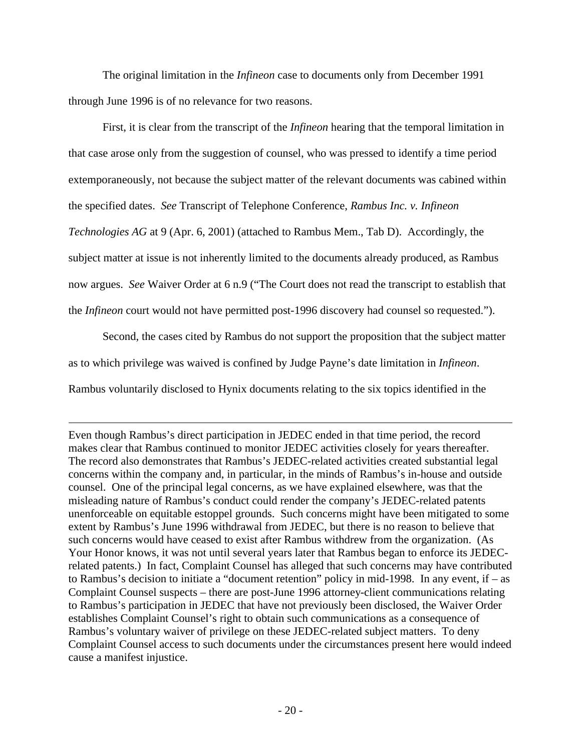The original limitation in the *Infineon* case to documents only from December 1991 through June 1996 is of no relevance for two reasons.

First, it is clear from the transcript of the *Infineon* hearing that the temporal limitation in that case arose only from the suggestion of counsel, who was pressed to identify a time period extemporaneously, not because the subject matter of the relevant documents was cabined within the specified dates. *See* Transcript of Telephone Conference, *Rambus Inc. v. Infineon Technologies AG* at 9 (Apr. 6, 2001) (attached to Rambus Mem., Tab D). Accordingly, the subject matter at issue is not inherently limited to the documents already produced, as Rambus now argues. *See* Waiver Order at 6 n.9 ("The Court does not read the transcript to establish that the *Infineon* court would not have permitted post-1996 discovery had counsel so requested.").

Second, the cases cited by Rambus do not support the proposition that the subject matter as to which privilege was waived is confined by Judge Payne's date limitation in *Infineon*. Rambus voluntarily disclosed to Hynix documents relating to the six topics identified in the

---

Even though Rambus's direct participation in JEDEC ended in that time period, the record makes clear that Rambus continued to monitor JEDEC activities closely for years thereafter. The record also demonstrates that Rambus's JEDEC-related activities created substantial legal concerns within the company and, in particular, in the minds of Rambus's in-house and outside counsel. One of the principal legal concerns, as we have explained elsewhere, was that the misleading nature of Rambus's conduct could render the company's JEDEC-related patents unenforceable on equitable estoppel grounds. Such concerns might have been mitigated to some extent by Rambus's June 1996 withdrawal from JEDEC, but there is no reason to believe that such concerns would have ceased to exist after Rambus withdrew from the organization. (As Your Honor knows, it was not until several years later that Rambus began to enforce its JEDEC-related patents.) In fact, Complaint Counsel has alleged that such concerns may have contributed to Rambus's decision to initiate a "document retention" policy in mid-1998. In any event, if – as Complaint Counsel suspects – there are post-June 1996 attorney-client communications relating to Rambus's participation in JEDEC that have not previously been disclosed, the Waiver Order establishes Complaint Counsel's right to obtain such communications as a consequence of Rambus's voluntary waiver of privilege on these JEDEC-related subject matters. To deny Complaint Counsel access to such documents under the circumstances present here would indeed cause a manifest injustice.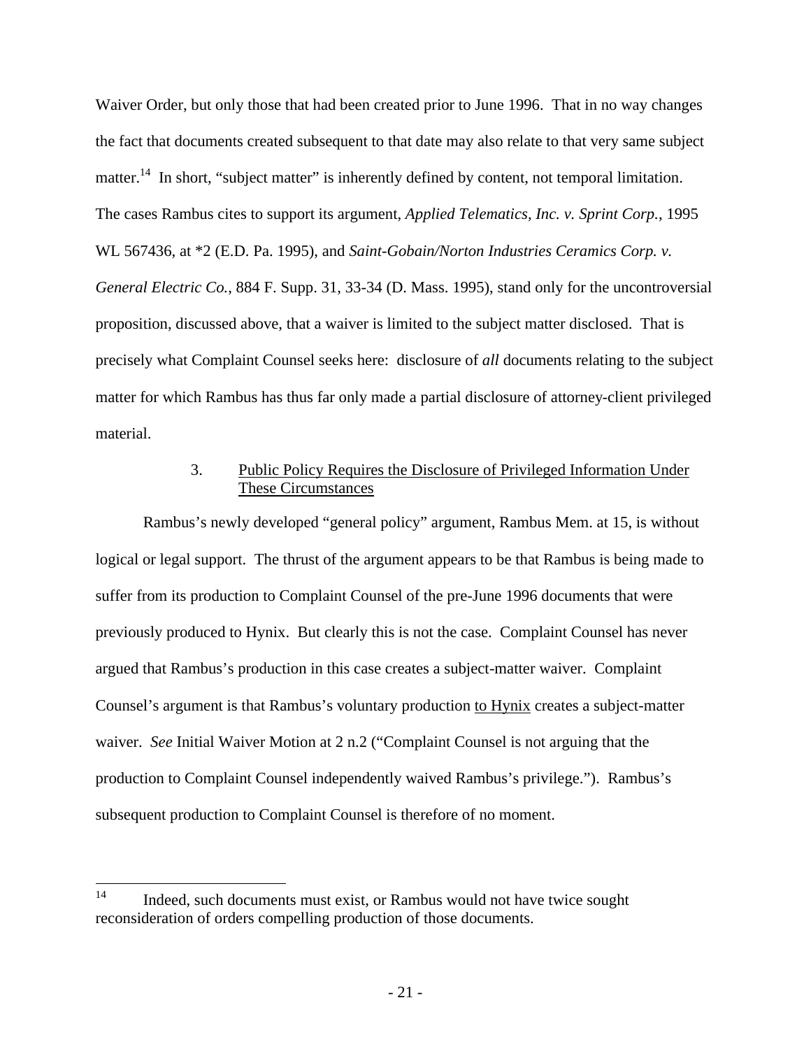Waiver Order, but only those that had been created prior to June 1996. That in no way changes the fact that documents created subsequent to that date may also relate to that very same subject matter.[14] In short, "subject matter" is inherently defined by content, not temporal limitation. The cases Rambus cites to support its argument, *Applied Telematics, Inc. v. Sprint Corp.*, 1995 WL 567436, at *2 (E.D. Pa. 1995), and *Saint-Gobain/Norton Industries Ceramics Corp. v. General Electric Co.*, 884 F. Supp. 31, 33-34 (D. Mass. 1995), stand only for the uncontroversial proposition, discussed above, that a waiver is limited to the subject matter disclosed. That is precisely what Complaint Counsel seeks here: disclosure of *all* documents relating to the subject matter for which Rambus has thus far only made a partial disclosure of attorney-client privileged material.

### 3. Public Policy Requires the Disclosure of Privileged Information Under These Circumstances

Rambus's newly developed "general policy" argument, Rambus Mem. at 15, is without logical or legal support. The thrust of the argument appears to be that Rambus is being made to suffer from its production to Complaint Counsel of the pre-June 1996 documents that were previously produced to Hynix. But clearly this is not the case. Complaint Counsel has never argued that Rambus's production in this case creates a subject-matter waiver. Complaint Counsel's argument is that Rambus's voluntary production to Hynix creates a subject-matter waiver. *See* Initial Waiver Motion at 2 n.2 ("Complaint Counsel is not arguing that the production to Complaint Counsel independently waived Rambus's privilege."). Rambus's subsequent production to Complaint Counsel is therefore of no moment.

---

[14] Indeed, such documents must exist, or Rambus would not have twice sought reconsideration of orders compelling production of those documents.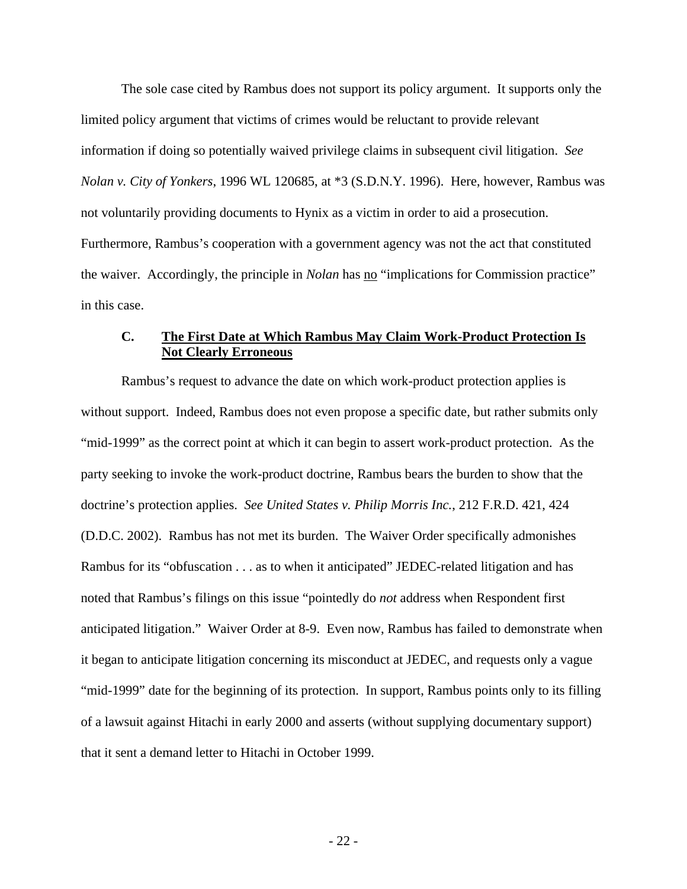The sole case cited by Rambus does not support its policy argument. It supports only the limited policy argument that victims of crimes would be reluctant to provide relevant information if doing so potentially waived privilege claims in subsequent civil litigation. *See Nolan v. City of Yonkers*, 1996 WL 120685, at *3 (S.D.N.Y. 1996). Here, however, Rambus was not voluntarily providing documents to Hynix as a victim in order to aid a prosecution. Furthermore, Rambus's cooperation with a government agency was not the act that constituted the waiver. Accordingly, the principle in *Nolan* has <u>no</u> "implications for Commission practice" in this case.

### C. <u>The First Date at Which Rambus May Claim Work-Product Protection Is Not Clearly Erroneous</u>

Rambus's request to advance the date on which work-product protection applies is without support. Indeed, Rambus does not even propose a specific date, but rather submits only "mid-1999" as the correct point at which it can begin to assert work-product protection. As the party seeking to invoke the work-product doctrine, Rambus bears the burden to show that the doctrine's protection applies. *See United States v. Philip Morris Inc.*, 212 F.R.D. 421, 424 (D.D.C. 2002). Rambus has not met its burden. The Waiver Order specifically admonishes Rambus for its "obfuscation . . . as to when it anticipated" JEDEC-related litigation and has noted that Rambus's filings on this issue "pointedly do *not* address when Respondent first anticipated litigation." Waiver Order at 8-9. Even now, Rambus has failed to demonstrate when it began to anticipate litigation concerning its misconduct at JEDEC, and requests only a vague "mid-1999" date for the beginning of its protection. In support, Rambus points only to its filling of a lawsuit against Hitachi in early 2000 and asserts (without supplying documentary support) that it sent a demand letter to Hitachi in October 1999.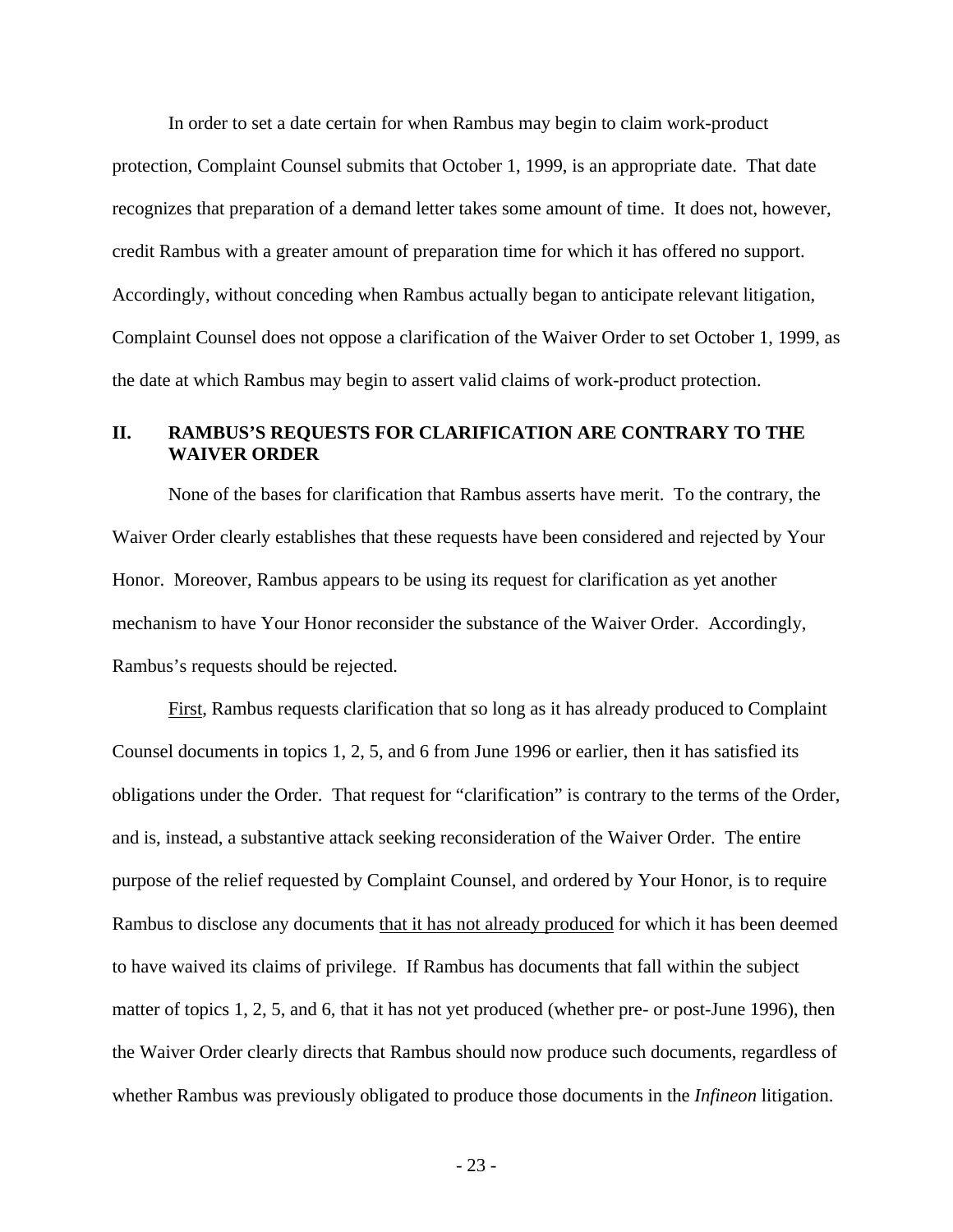In order to set a date certain for when Rambus may begin to claim work-product protection, Complaint Counsel submits that October 1, 1999, is an appropriate date. That date recognizes that preparation of a demand letter takes some amount of time. It does not, however, credit Rambus with a greater amount of preparation time for which it has offered no support. Accordingly, without conceding when Rambus actually began to anticipate relevant litigation, Complaint Counsel does not oppose a clarification of the Waiver Order to set October 1, 1999, as the date at which Rambus may begin to assert valid claims of work-product protection.

## II. RAMBUS'S REQUESTS FOR CLARIFICATION ARE CONTRARY TO THE WAIVER ORDER

None of the bases for clarification that Rambus asserts have merit. To the contrary, the Waiver Order clearly establishes that these requests have been considered and rejected by Your Honor. Moreover, Rambus appears to be using its request for clarification as yet another mechanism to have Your Honor reconsider the substance of the Waiver Order. Accordingly, Rambus's requests should be rejected.

First, Rambus requests clarification that so long as it has already produced to Complaint Counsel documents in topics 1, 2, 5, and 6 from June 1996 or earlier, then it has satisfied its obligations under the Order. That request for "clarification" is contrary to the terms of the Order, and is, instead, a substantive attack seeking reconsideration of the Waiver Order. The entire purpose of the relief requested by Complaint Counsel, and ordered by Your Honor, is to require Rambus to disclose any documents that it has not already produced for which it has been deemed to have waived its claims of privilege. If Rambus has documents that fall within the subject matter of topics 1, 2, 5, and 6, that it has not yet produced (whether pre- or post-June 1996), then the Waiver Order clearly directs that Rambus should now produce such documents, regardless of whether Rambus was previously obligated to produce those documents in the *Infineon* litigation.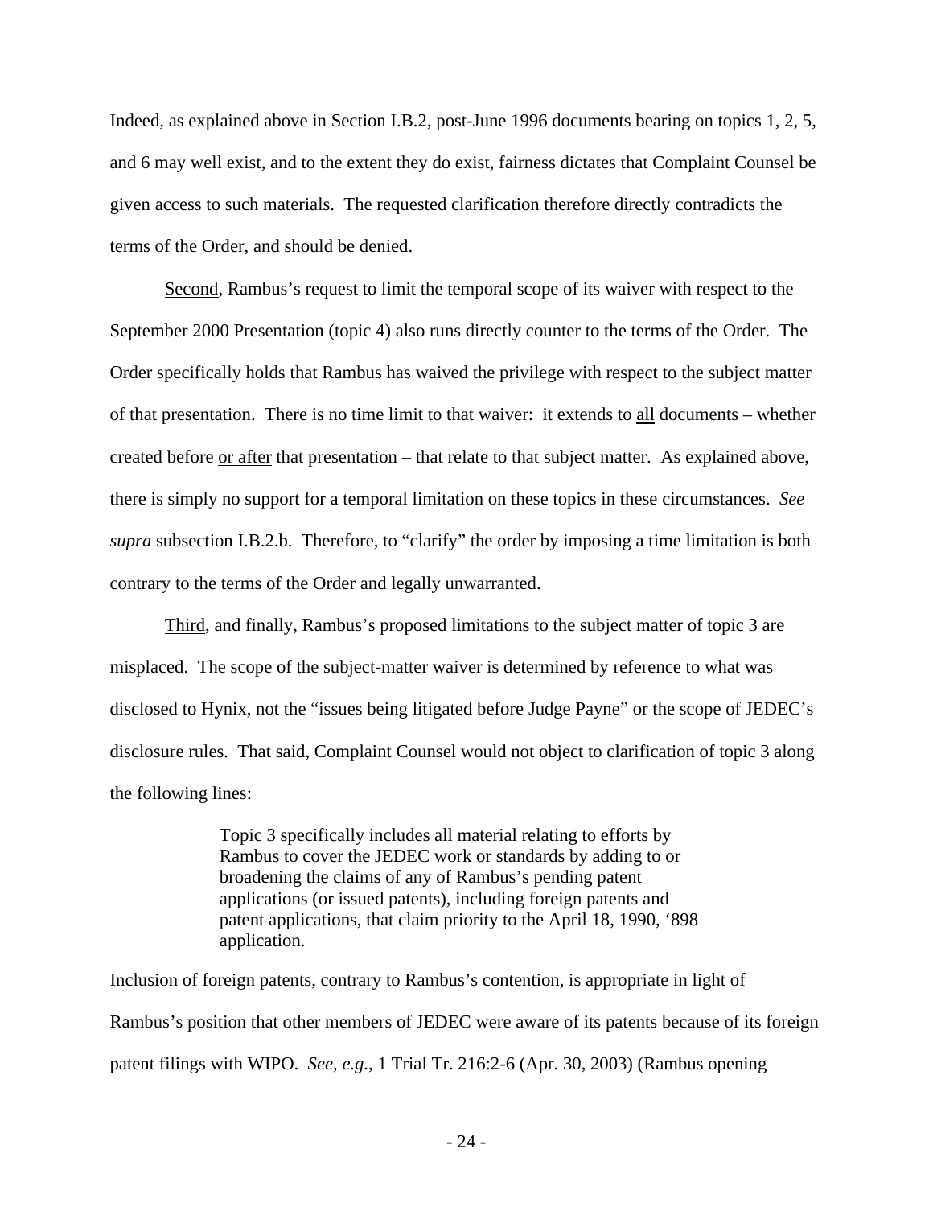Indeed, as explained above in Section I.B.2, post-June 1996 documents bearing on topics 1, 2, 5, and 6 may well exist, and to the extent they do exist, fairness dictates that Complaint Counsel be given access to such materials. The requested clarification therefore directly contradicts the terms of the Order, and should be denied.

Second, Rambus's request to limit the temporal scope of its waiver with respect to the September 2000 Presentation (topic 4) also runs directly counter to the terms of the Order. The Order specifically holds that Rambus has waived the privilege with respect to the subject matter of that presentation. There is no time limit to that waiver: it extends to all documents – whether created before or after that presentation – that relate to that subject matter. As explained above, there is simply no support for a temporal limitation on these topics in these circumstances. *See supra* subsection I.B.2.b. Therefore, to "clarify" the order by imposing a time limitation is both contrary to the terms of the Order and legally unwarranted.

Third, and finally, Rambus's proposed limitations to the subject matter of topic 3 are misplaced. The scope of the subject-matter waiver is determined by reference to what was disclosed to Hynix, not the "issues being litigated before Judge Payne" or the scope of JEDEC's disclosure rules. That said, Complaint Counsel would not object to clarification of topic 3 along the following lines:

> Topic 3 specifically includes all material relating to efforts by Rambus to cover the JEDEC work or standards by adding to or broadening the claims of any of Rambus's pending patent applications (or issued patents), including foreign patents and patent applications, that claim priority to the April 18, 1990, '898 application.

Inclusion of foreign patents, contrary to Rambus's contention, is appropriate in light of Rambus's position that other members of JEDEC were aware of its patents because of its foreign patent filings with WIPO. *See, e.g.*, 1 Trial Tr. 216:2-6 (Apr. 30, 2003) (Rambus opening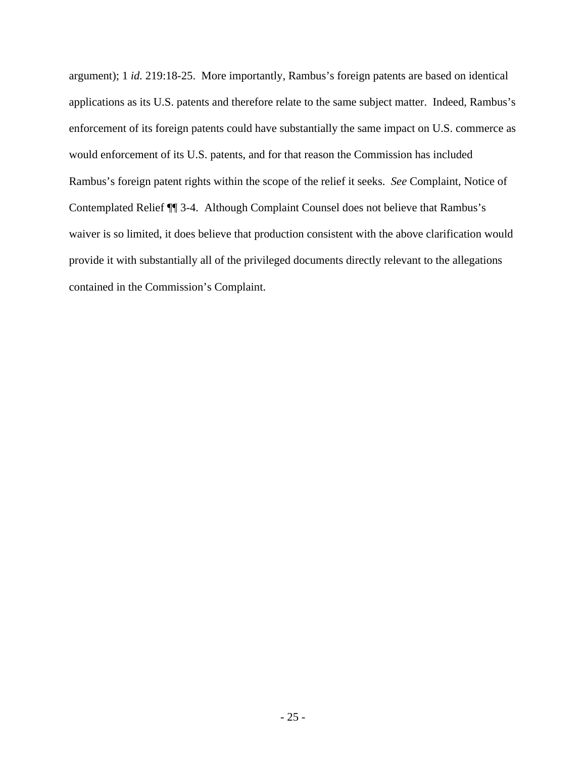argument); 1 *id.* 219:18-25. More importantly, Rambus's foreign patents are based on identical applications as its U.S. patents and therefore relate to the same subject matter. Indeed, Rambus's enforcement of its foreign patents could have substantially the same impact on U.S. commerce as would enforcement of its U.S. patents, and for that reason the Commission has included Rambus's foreign patent rights within the scope of the relief it seeks. *See* Complaint, Notice of Contemplated Relief ¶¶ 3-4. Although Complaint Counsel does not believe that Rambus's waiver is so limited, it does believe that production consistent with the above clarification would provide it with substantially all of the privileged documents directly relevant to the allegations contained in the Commission's Complaint.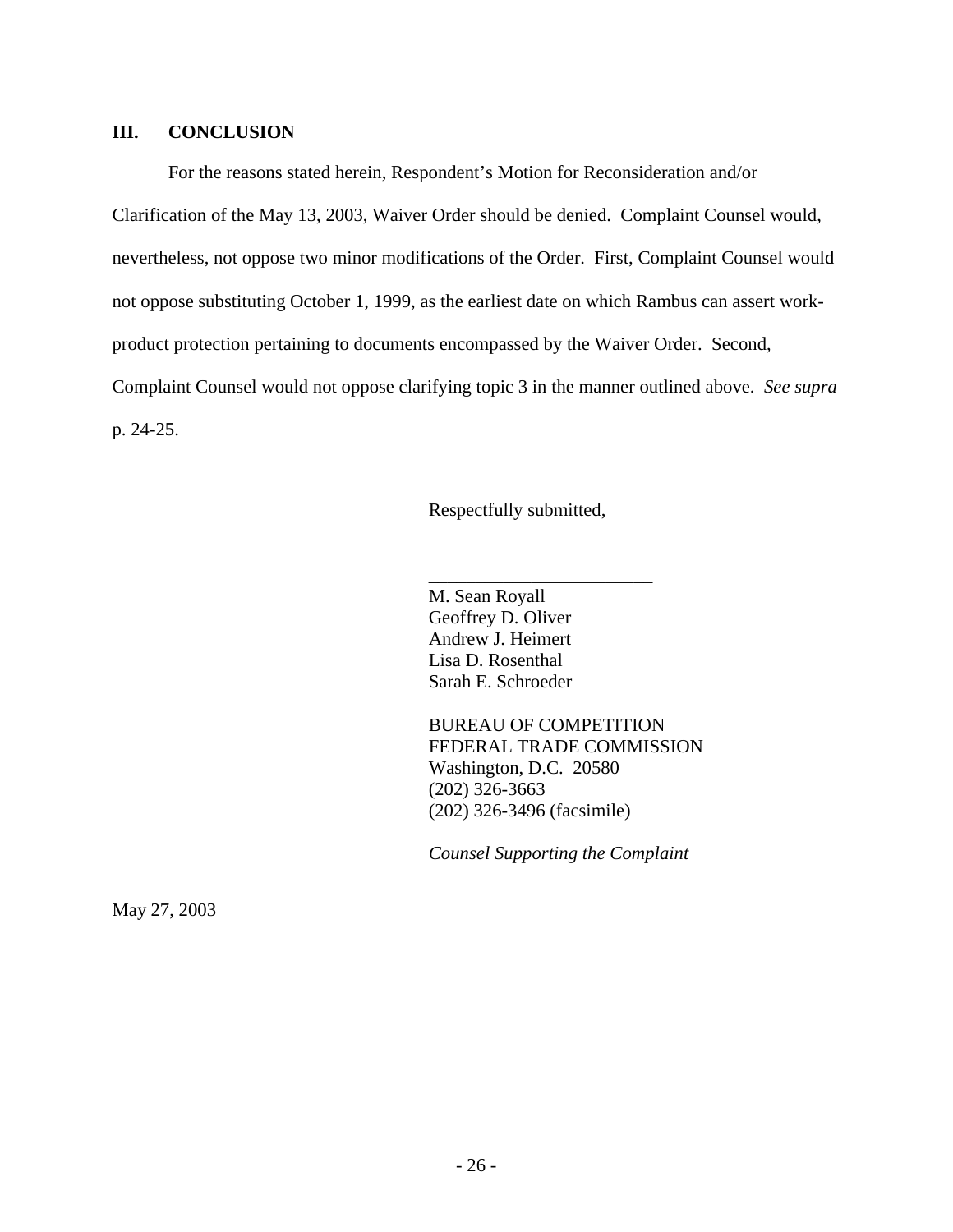## III. CONCLUSION

For the reasons stated herein, Respondent's Motion for Reconsideration and/or Clarification of the May 13, 2003, Waiver Order should be denied. Complaint Counsel would, nevertheless, not oppose two minor modifications of the Order. First, Complaint Counsel would not oppose substituting October 1, 1999, as the earliest date on which Rambus can assert work-product protection pertaining to documents encompassed by the Waiver Order. Second, Complaint Counsel would not oppose clarifying topic 3 in the manner outlined above. *See supra* p. 24-25.

Respectfully submitted,

\_\_\_\_\_\_\_\_\_\_\_\_\_\_\_\_\_\_\_\_\_\_\_\_\_

M. Sean Royall
Geoffrey D. Oliver
Andrew J. Heimert
Lisa D. Rosenthal
Sarah E. Schroeder

BUREAU OF COMPETITION
FEDERAL TRADE COMMISSION
Washington, D.C. 20580
(202) 326-3663
(202) 326-3496 (facsimile)

*Counsel Supporting the Complaint*

May 27, 2003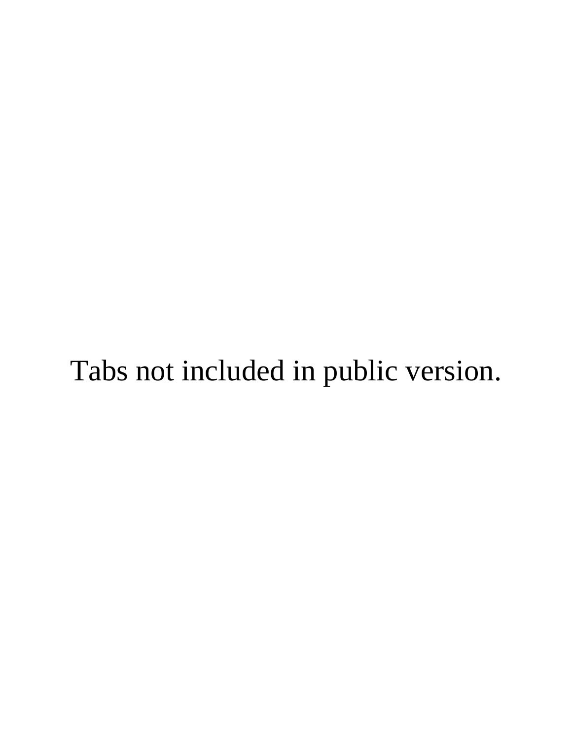Tabs not included in public version.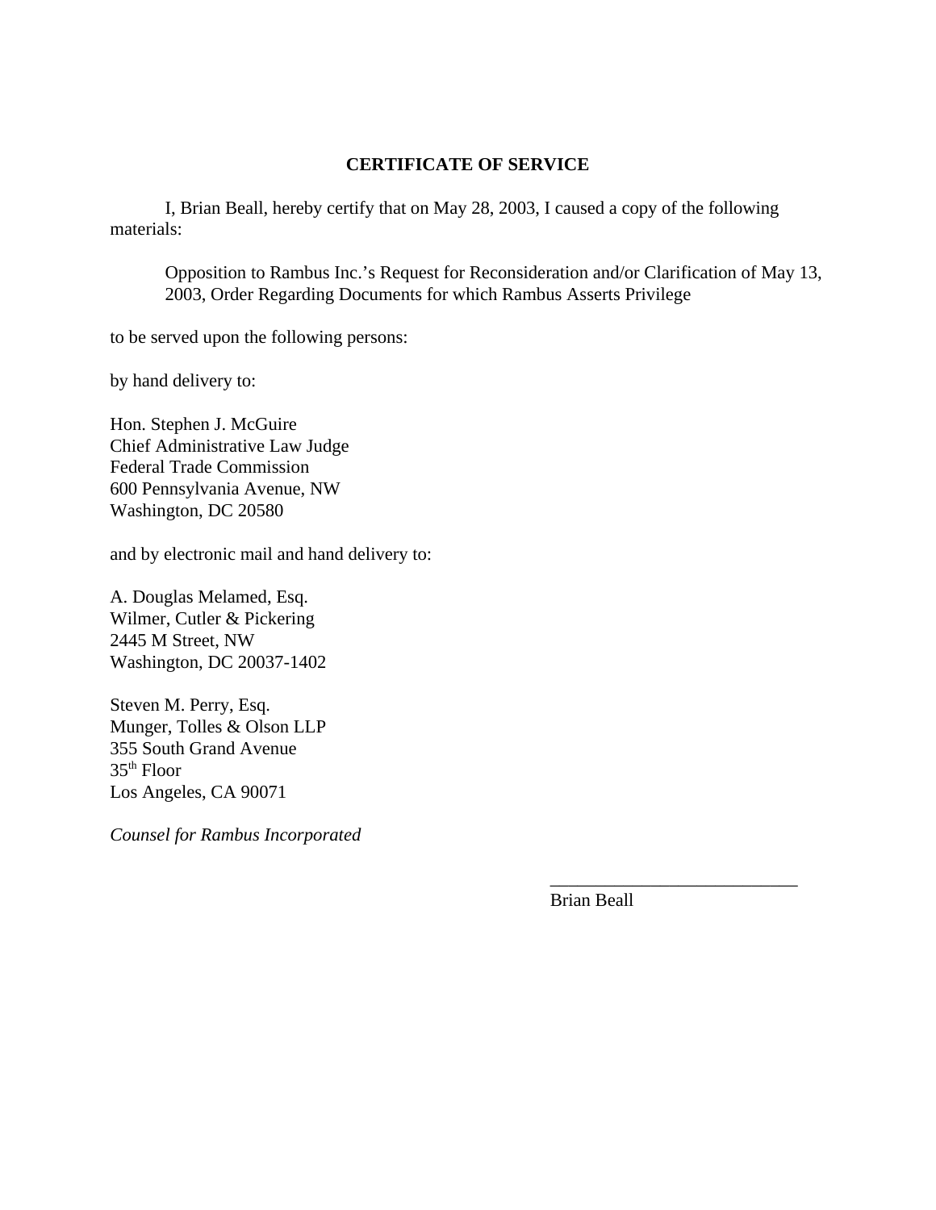**CERTIFICATE OF SERVICE**

I, Brian Beall, hereby certify that on May 28, 2003, I caused a copy of the following materials:

> Opposition to Rambus Inc.'s Request for Reconsideration and/or Clarification of May 13, 2003, Order Regarding Documents for which Rambus Asserts Privilege

to be served upon the following persons:

by hand delivery to:

Hon. Stephen J. McGuire
Chief Administrative Law Judge
Federal Trade Commission
600 Pennsylvania Avenue, NW
Washington, DC 20580

and by electronic mail and hand delivery to:

A. Douglas Melamed, Esq.
Wilmer, Cutler & Pickering
2445 M Street, NW
Washington, DC 20037-1402

Steven M. Perry, Esq.
Munger, Tolles & Olson LLP
355 South Grand Avenue
35th Floor
Los Angeles, CA 90071

*Counsel for Rambus Incorporated*

\_\_\_\_\_\_\_\_\_\_\_\_\_\_\_\_\_\_\_\_\_\_\_\_\_\_\_\_
Brian Beall